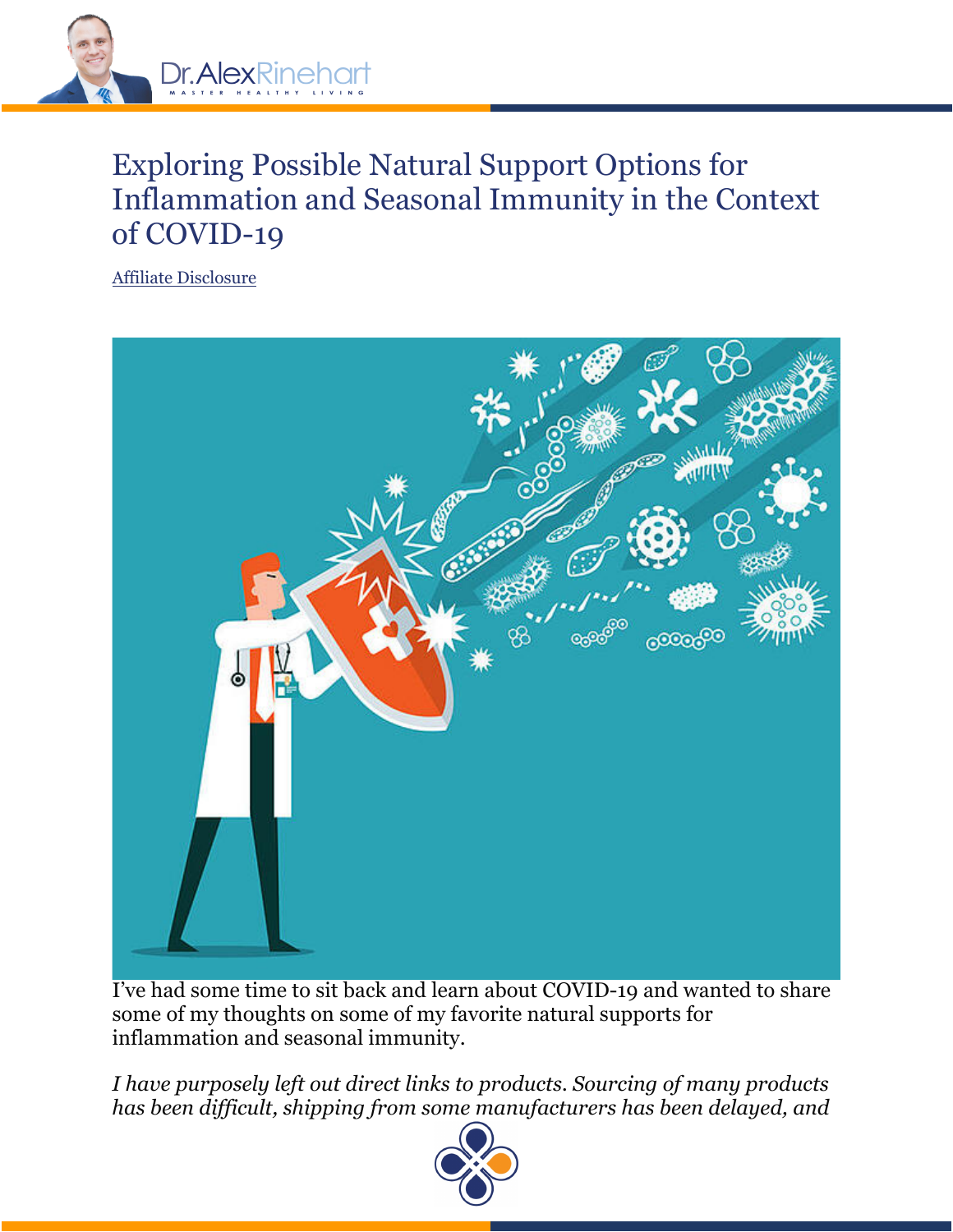# Exploring Possible Natural Support Options for Inflammation and Seasonal Immunity in the Context of COVID-19

Affiliate Disclosure

I've had some time to sit back and learn about COVID-19 and wanted to share some of my thoughts on some of my favorite natural supports for inflammation and seasonal immunity.

*I have purposely left out direct links to products. Sourcing of many products has been difficult, shipping from some manufacturers has been delayed, and*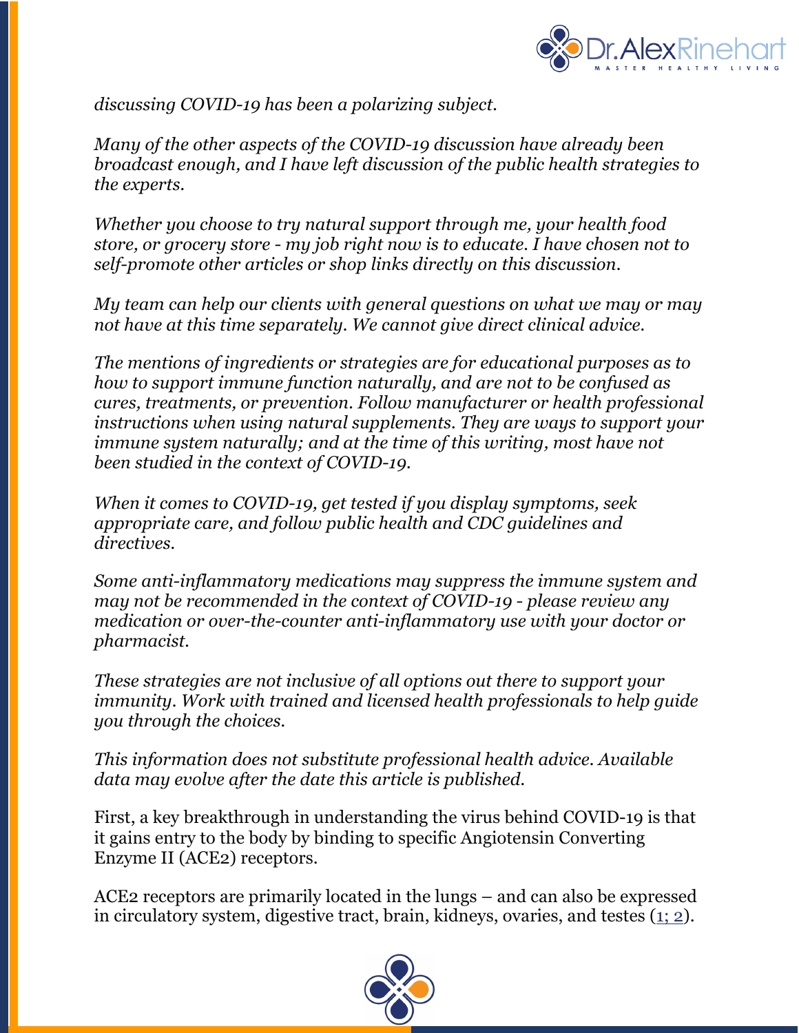*discussing COVID-19 has been a polarizing subject.*

*Many of the other aspects of the COVID-19 discussion have already been broadcast enough, and I have left discussion of the public health strategies to the experts.*

*Whether you choose to try natural support through me, your health food store, or grocery store - my job right now is to educate. I have chosen not to self-promote other articles or shop links directly on this discussion.*

*My team can help our clients with general questions on what we may or may not have at this time separately. We cannot give direct clinical advice.*

*The mentions of ingredients or strategies are for educational purposes as to how to support immune function naturally, and are not to be confused as cures, treatments, or prevention. Follow manufacturer or health professional instructions when using natural supplements. They are ways to support your immune system naturally; and at the time of this writing, most have not been studied in the context of COVID-19.*

*When it comes to COVID-19, get tested if you display symptoms, seek appropriate care, and follow public health and CDC guidelines and directives.*

*Some anti-inflammatory medications may suppress the immune system and may not be recommended in the context of COVID-19 - please review any medication or over-the-counter anti-inflammatory use with your doctor or pharmacist.*

*These strategies are not inclusive of all options out there to support your immunity. Work with trained and licensed health professionals to help guide you through the choices.*

*This information does not substitute professional health advice. Available data may evolve after the date this article is published.*

First, a key breakthrough in understanding the virus behind COVID-19 is that it gains entry to the body by binding to specific Angiotensin Converting Enzyme II (ACE2) receptors.

ACE2 receptors are primarily located in the lungs – and can also be expressed in circulatory system, digestive tract, brain, kidneys, ovaries, and testes (1; 2).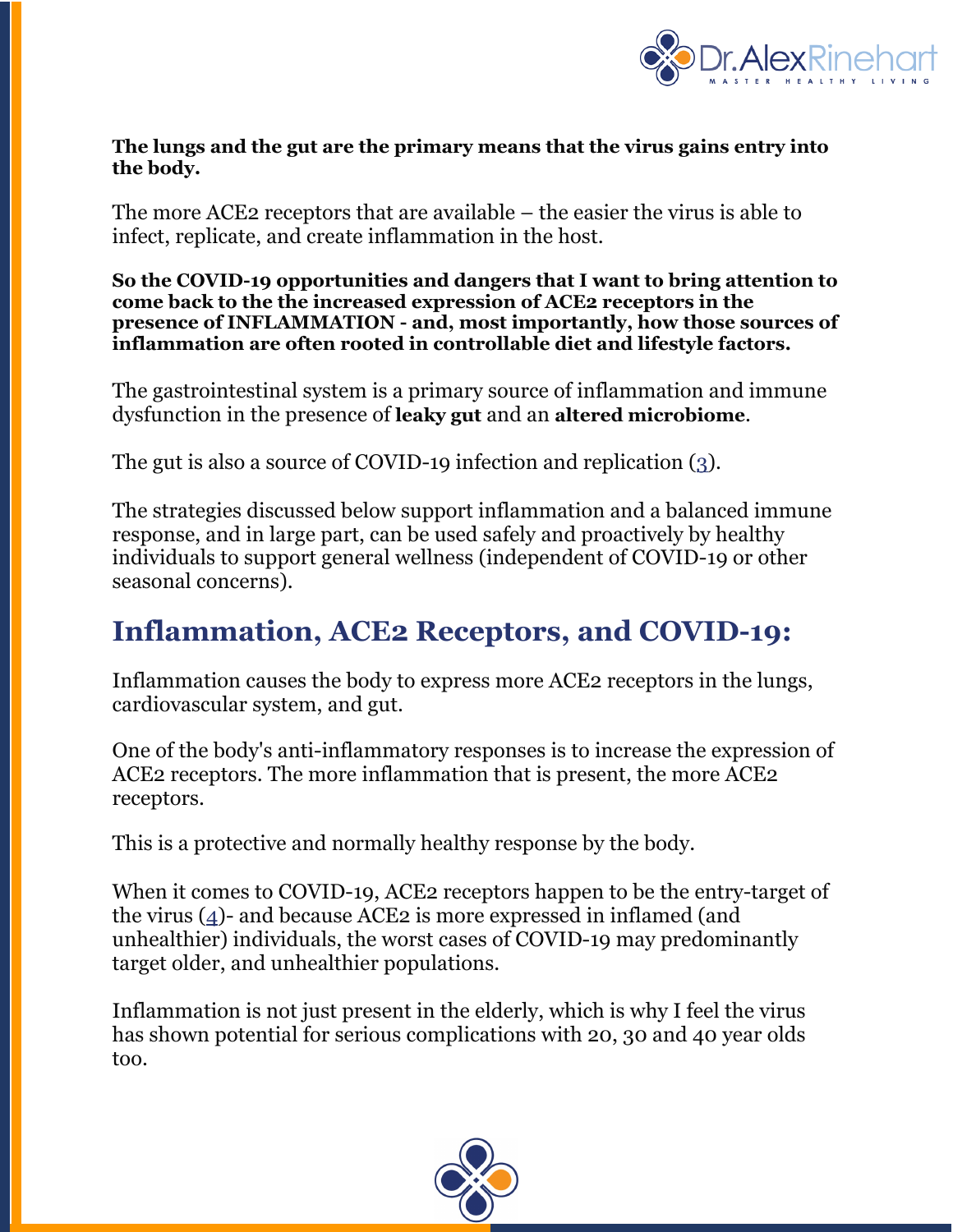**The lungs and the gut are the primary means that the virus gains entry into the body.**

The more ACE2 receptors that are available – the easier the virus is able to infect, replicate, and create inflammation in the host.

**So the COVID-19 opportunities and dangers that I want to bring attention to come back to the the increased expression of ACE2 receptors in the presence of INFLAMMATION - and, most importantly, how those sources of inflammation are often rooted in controllable diet and lifestyle factors.**

The gastrointestinal system is a primary source of inflammation and immune dysfunction in the presence of **leaky gut** and an **altered microbiome**.

The gut is also a source of COVID-19 infection and replication (3).

The strategies discussed below support inflammation and a balanced immune response, and in large part, can be used safely and proactively by healthy individuals to support general wellness (independent of COVID-19 or other seasonal concerns).

## Inflammation, ACE2 Receptors, and COVID-19:

Inflammation causes the body to express more ACE2 receptors in the lungs, cardiovascular system, and gut.

One of the body's anti-inflammatory responses is to increase the expression of ACE2 receptors. The more inflammation that is present, the more ACE2 receptors.

This is a protective and normally healthy response by the body.

When it comes to COVID-19, ACE2 receptors happen to be the entry-target of the virus (4)- and because ACE2 is more expressed in inflamed (and unhealthier) individuals, the worst cases of COVID-19 may predominantly target older, and unhealthier populations.

Inflammation is not just present in the elderly, which is why I feel the virus has shown potential for serious complications with 20, 30 and 40 year olds too.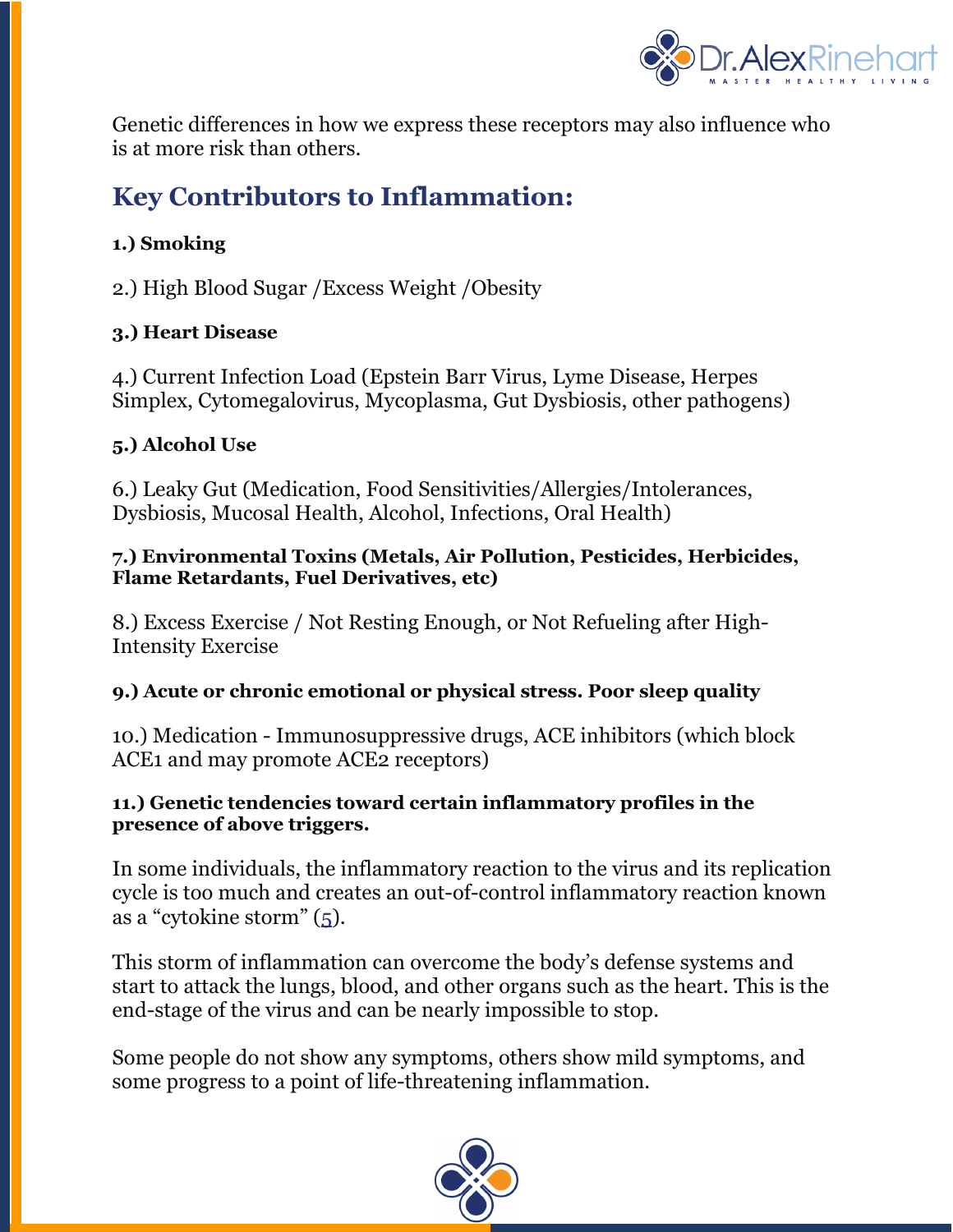Genetic differences in how we express these receptors may also influence who is at more risk than others.

## Key Contributors to Inflammation:

**1.) Smoking**

2.) High Blood Sugar /Excess Weight /Obesity

**3.) Heart Disease**

4.) Current Infection Load (Epstein Barr Virus, Lyme Disease, Herpes Simplex, Cytomegalovirus, Mycoplasma, Gut Dysbiosis, other pathogens)

**5.) Alcohol Use**

6.) Leaky Gut (Medication, Food Sensitivities/Allergies/Intolerances, Dysbiosis, Mucosal Health, Alcohol, Infections, Oral Health)

**7.) Environmental Toxins (Metals, Air Pollution, Pesticides, Herbicides, Flame Retardants, Fuel Derivatives, etc)**

8.) Excess Exercise / Not Resting Enough, or Not Refueling after High-Intensity Exercise

**9.) Acute or chronic emotional or physical stress. Poor sleep quality**

10.) Medication - Immunosuppressive drugs, ACE inhibitors (which block ACE1 and may promote ACE2 receptors)

**11.) Genetic tendencies toward certain inflammatory profiles in the presence of above triggers.**

In some individuals, the inflammatory reaction to the virus and its replication cycle is too much and creates an out-of-control inflammatory reaction known as a "cytokine storm" (5).

This storm of inflammation can overcome the body's defense systems and start to attack the lungs, blood, and other organs such as the heart. This is the end-stage of the virus and can be nearly impossible to stop.

Some people do not show any symptoms, others show mild symptoms, and some progress to a point of life-threatening inflammation.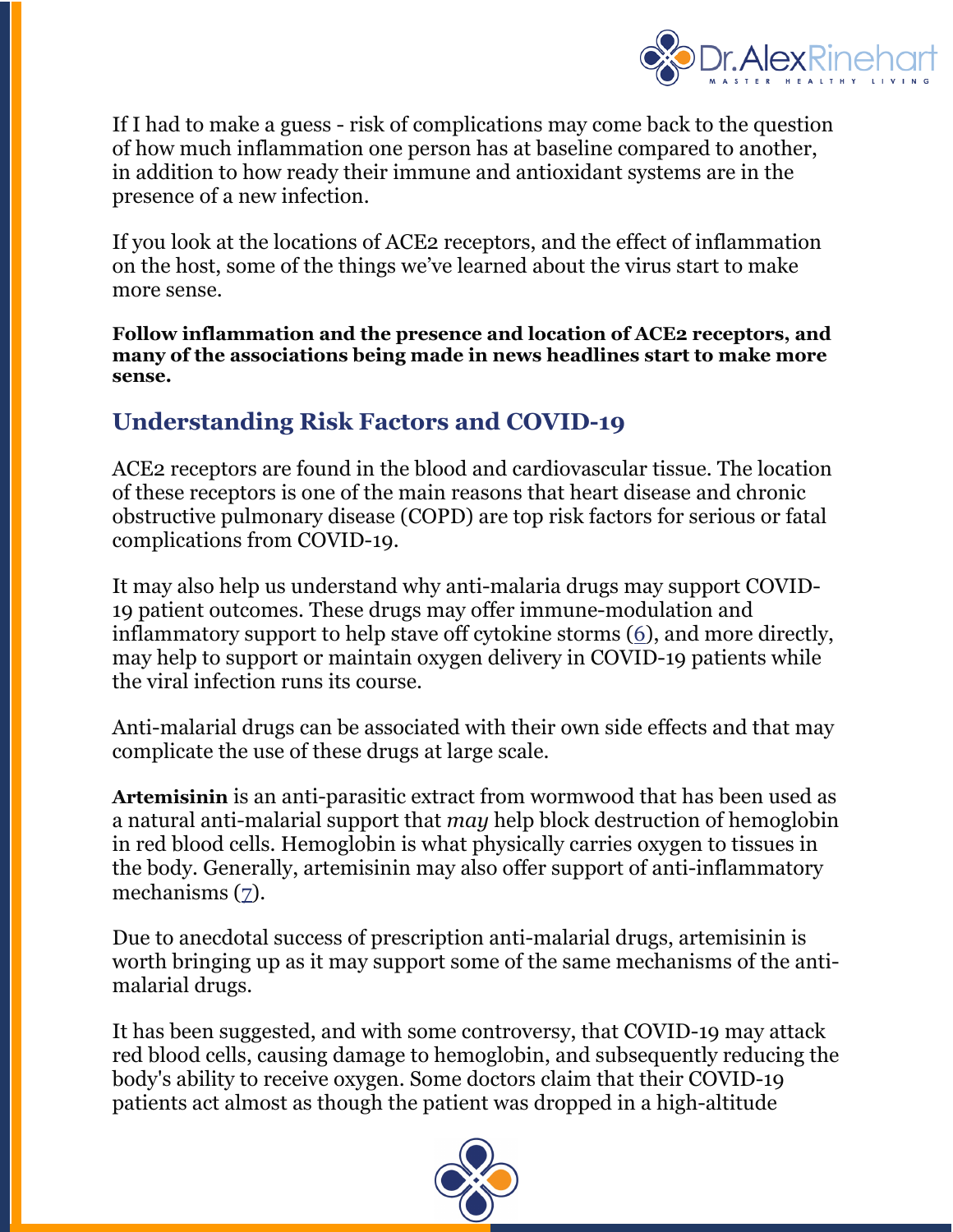If I had to make a guess - risk of complications may come back to the question of how much inflammation one person has at baseline compared to another, in addition to how ready their immune and antioxidant systems are in the presence of a new infection.

If you look at the locations of ACE2 receptors, and the effect of inflammation on the host, some of the things we've learned about the virus start to make more sense.

**Follow inflammation and the presence and location of ACE2 receptors, and many of the associations being made in news headlines start to make more sense.**

## Understanding Risk Factors and COVID-19

ACE2 receptors are found in the blood and cardiovascular tissue. The location of these receptors is one of the main reasons that heart disease and chronic obstructive pulmonary disease (COPD) are top risk factors for serious or fatal complications from COVID-19.

It may also help us understand why anti-malaria drugs may support COVID-19 patient outcomes. These drugs may offer immune-modulation and inflammatory support to help stave off cytokine storms (6), and more directly, may help to support or maintain oxygen delivery in COVID-19 patients while the viral infection runs its course.

Anti-malarial drugs can be associated with their own side effects and that may complicate the use of these drugs at large scale.

**Artemisinin** is an anti-parasitic extract from wormwood that has been used as a natural anti-malarial support that *may* help block destruction of hemoglobin in red blood cells. Hemoglobin is what physically carries oxygen to tissues in the body. Generally, artemisinin may also offer support of anti-inflammatory mechanisms (7).

Due to anecdotal success of prescription anti-malarial drugs, artemisinin is worth bringing up as it may support some of the same mechanisms of the anti-malarial drugs.

It has been suggested, and with some controversy, that COVID-19 may attack red blood cells, causing damage to hemoglobin, and subsequently reducing the body's ability to receive oxygen. Some doctors claim that their COVID-19 patients act almost as though the patient was dropped in a high-altitude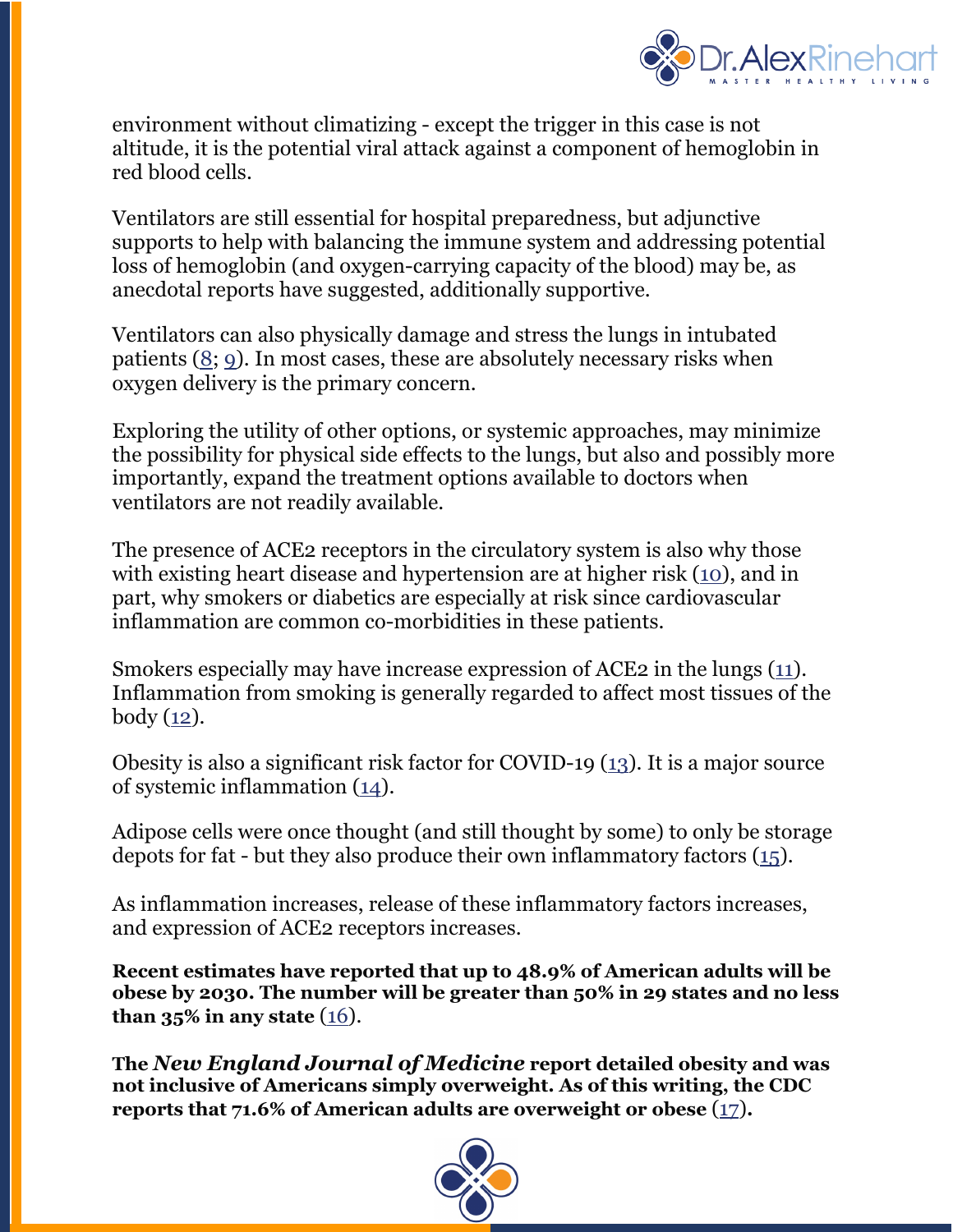environment without climatizing - except the trigger in this case is not altitude, it is the potential viral attack against a component of hemoglobin in red blood cells.

Ventilators are still essential for hospital preparedness, but adjunctive supports to help with balancing the immune system and addressing potential loss of hemoglobin (and oxygen-carrying capacity of the blood) may be, as anecdotal reports have suggested, additionally supportive.

Ventilators can also physically damage and stress the lungs in intubated patients (8; 9). In most cases, these are absolutely necessary risks when oxygen delivery is the primary concern.

Exploring the utility of other options, or systemic approaches, may minimize the possibility for physical side effects to the lungs, but also and possibly more importantly, expand the treatment options available to doctors when ventilators are not readily available.

The presence of ACE2 receptors in the circulatory system is also why those with existing heart disease and hypertension are at higher risk (10), and in part, why smokers or diabetics are especially at risk since cardiovascular inflammation are common co-morbidities in these patients.

Smokers especially may have increase expression of ACE2 in the lungs (11). Inflammation from smoking is generally regarded to affect most tissues of the body (12).

Obesity is also a significant risk factor for COVID-19 (13). It is a major source of systemic inflammation (14).

Adipose cells were once thought (and still thought by some) to only be storage depots for fat - but they also produce their own inflammatory factors (15).

As inflammation increases, release of these inflammatory factors increases, and expression of ACE2 receptors increases.

**Recent estimates have reported that up to 48.9% of American adults will be obese by 2030. The number will be greater than 50% in 29 states and no less than 35% in any state** (16).

**The *New England Journal of Medicine* report detailed obesity and was not inclusive of Americans simply overweight. As of this writing, the CDC reports that 71.6% of American adults are overweight or obese** (17)**.**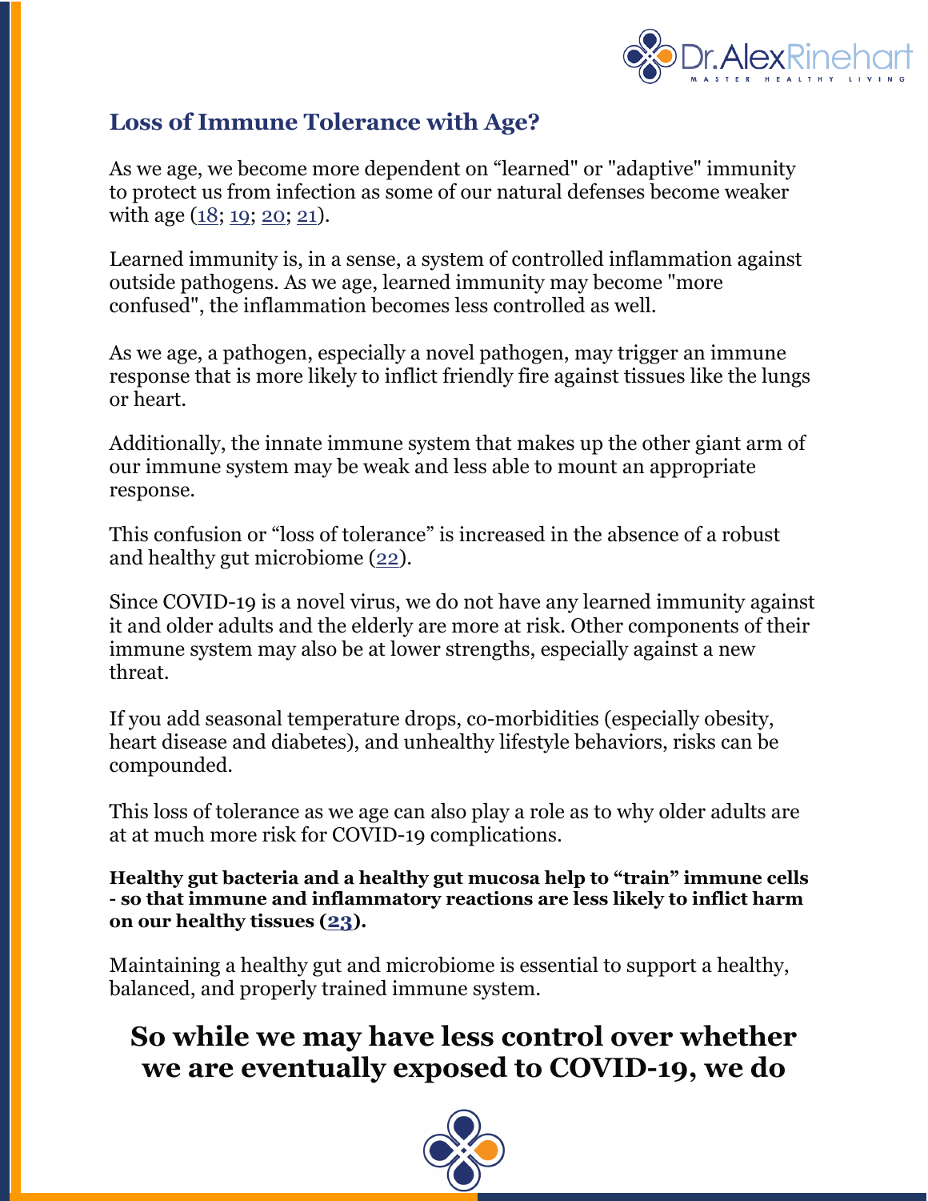## Loss of Immune Tolerance with Age?

As we age, we become more dependent on "learned" or "adaptive" immunity to protect us from infection as some of our natural defenses become weaker with age (18; 19; 20; 21).

Learned immunity is, in a sense, a system of controlled inflammation against outside pathogens. As we age, learned immunity may become "more confused", the inflammation becomes less controlled as well.

As we age, a pathogen, especially a novel pathogen, may trigger an immune response that is more likely to inflict friendly fire against tissues like the lungs or heart.

Additionally, the innate immune system that makes up the other giant arm of our immune system may be weak and less able to mount an appropriate response.

This confusion or "loss of tolerance" is increased in the absence of a robust and healthy gut microbiome (22).

Since COVID-19 is a novel virus, we do not have any learned immunity against it and older adults and the elderly are more at risk. Other components of their immune system may also be at lower strengths, especially against a new threat.

If you add seasonal temperature drops, co-morbidities (especially obesity, heart disease and diabetes), and unhealthy lifestyle behaviors, risks can be compounded.

This loss of tolerance as we age can also play a role as to why older adults are at at much more risk for COVID-19 complications.

**Healthy gut bacteria and a healthy gut mucosa help to "train" immune cells - so that immune and inflammatory reactions are less likely to inflict harm on our healthy tissues (23).**

Maintaining a healthy gut and microbiome is essential to support a healthy, balanced, and properly trained immune system.

## So while we may have less control over whether we are eventually exposed to COVID-19, we do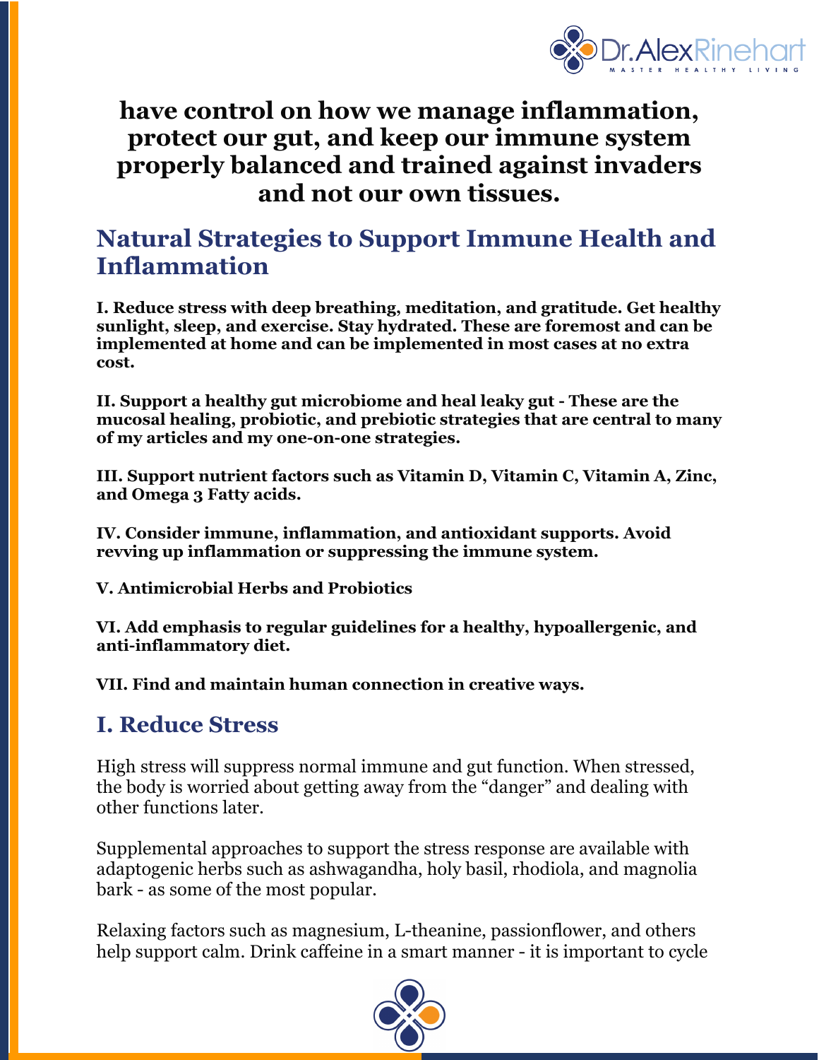**have control on how we manage inflammation, protect our gut, and keep our immune system properly balanced and trained against invaders and not our own tissues.**

## Natural Strategies to Support Immune Health and Inflammation

**I. Reduce stress with deep breathing, meditation, and gratitude. Get healthy sunlight, sleep, and exercise. Stay hydrated. These are foremost and can be implemented at home and can be implemented in most cases at no extra cost.**

**II. Support a healthy gut microbiome and heal leaky gut - These are the mucosal healing, probiotic, and prebiotic strategies that are central to many of my articles and my one-on-one strategies.**

**III. Support nutrient factors such as Vitamin D, Vitamin C, Vitamin A, Zinc, and Omega 3 Fatty acids.**

**IV. Consider immune, inflammation, and antioxidant supports. Avoid revving up inflammation or suppressing the immune system.**

**V. Antimicrobial Herbs and Probiotics**

**VI. Add emphasis to regular guidelines for a healthy, hypoallergenic, and anti-inflammatory diet.**

**VII. Find and maintain human connection in creative ways.**

## I. Reduce Stress

High stress will suppress normal immune and gut function. When stressed, the body is worried about getting away from the "danger" and dealing with other functions later.

Supplemental approaches to support the stress response are available with adaptogenic herbs such as ashwagandha, holy basil, rhodiola, and magnolia bark - as some of the most popular.

Relaxing factors such as magnesium, L-theanine, passionflower, and others help support calm. Drink caffeine in a smart manner - it is important to cycle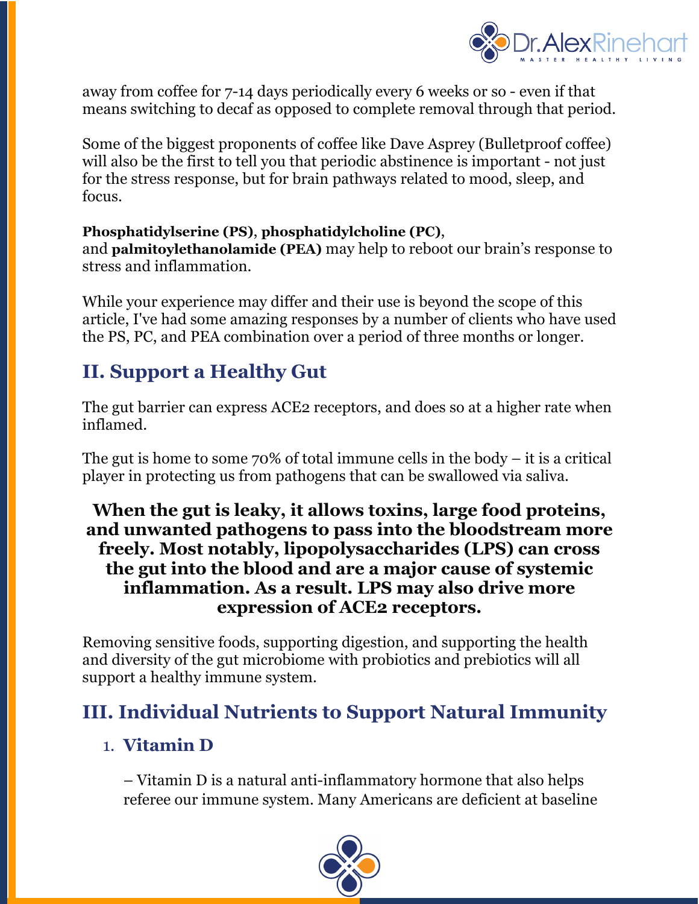away from coffee for 7-14 days periodically every 6 weeks or so - even if that means switching to decaf as opposed to complete removal through that period.

Some of the biggest proponents of coffee like Dave Asprey (Bulletproof coffee) will also be the first to tell you that periodic abstinence is important - not just for the stress response, but for brain pathways related to mood, sleep, and focus.

**Phosphatidylserine (PS)**, **phosphatidylcholine (PC)**, and **palmitoylethanolamide (PEA)** may help to reboot our brain's response to stress and inflammation.

While your experience may differ and their use is beyond the scope of this article, I've had some amazing responses by a number of clients who have used the PS, PC, and PEA combination over a period of three months or longer.

## II. Support a Healthy Gut

The gut barrier can express ACE2 receptors, and does so at a higher rate when inflamed.

The gut is home to some 70% of total immune cells in the body – it is a critical player in protecting us from pathogens that can be swallowed via saliva.

**When the gut is leaky, it allows toxins, large food proteins, and unwanted pathogens to pass into the bloodstream more freely. Most notably, lipopolysaccharides (LPS) can cross the gut into the blood and are a major cause of systemic inflammation. As a result. LPS may also drive more expression of ACE2 receptors.**

Removing sensitive foods, supporting digestion, and supporting the health and diversity of the gut microbiome with probiotics and prebiotics will all support a healthy immune system.

## III. Individual Nutrients to Support Natural Immunity

1. **Vitamin D**

   – Vitamin D is a natural anti-inflammatory hormone that also helps referee our immune system. Many Americans are deficient at baseline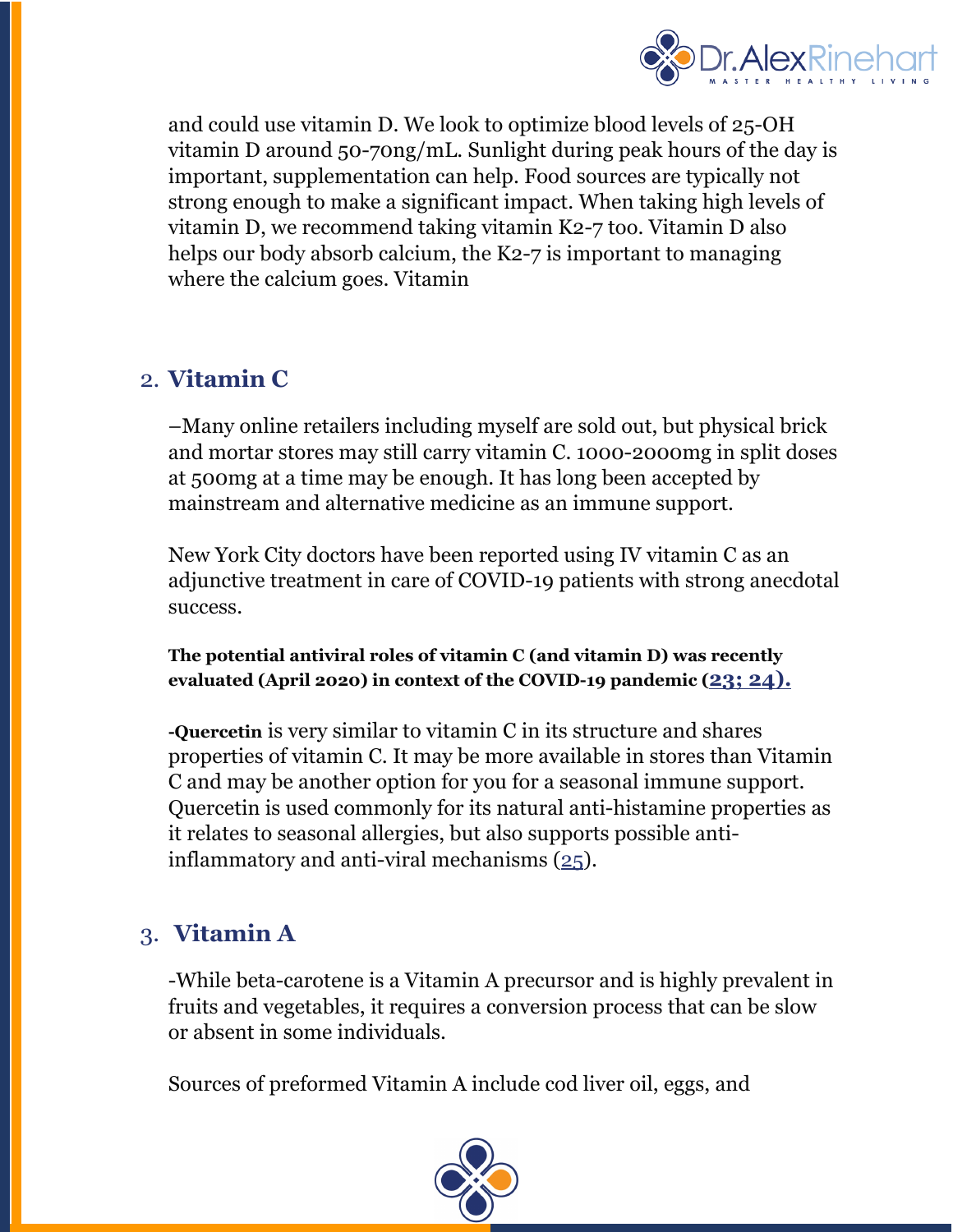and could use vitamin D. We look to optimize blood levels of 25-OH vitamin D around 50-70ng/mL. Sunlight during peak hours of the day is important, supplementation can help. Food sources are typically not strong enough to make a significant impact. When taking high levels of vitamin D, we recommend taking vitamin K2-7 too. Vitamin D also helps our body absorb calcium, the K2-7 is important to managing where the calcium goes. Vitamin

## 2. Vitamin C

–Many online retailers including myself are sold out, but physical brick and mortar stores may still carry vitamin C. 1000-2000mg in split doses at 500mg at a time may be enough. It has long been accepted by mainstream and alternative medicine as an immune support.

New York City doctors have been reported using IV vitamin C as an adjunctive treatment in care of COVID-19 patients with strong anecdotal success.

**The potential antiviral roles of vitamin C (and vitamin D) was recently evaluated (April 2020) in context of the COVID-19 pandemic (23; 24).**

**-Quercetin** is very similar to vitamin C in its structure and shares properties of vitamin C. It may be more available in stores than Vitamin C and may be another option for you for a seasonal immune support. Quercetin is used commonly for its natural anti-histamine properties as it relates to seasonal allergies, but also supports possible anti-inflammatory and anti-viral mechanisms (25).

## 3. Vitamin A

-While beta-carotene is a Vitamin A precursor and is highly prevalent in fruits and vegetables, it requires a conversion process that can be slow or absent in some individuals.

Sources of preformed Vitamin A include cod liver oil, eggs, and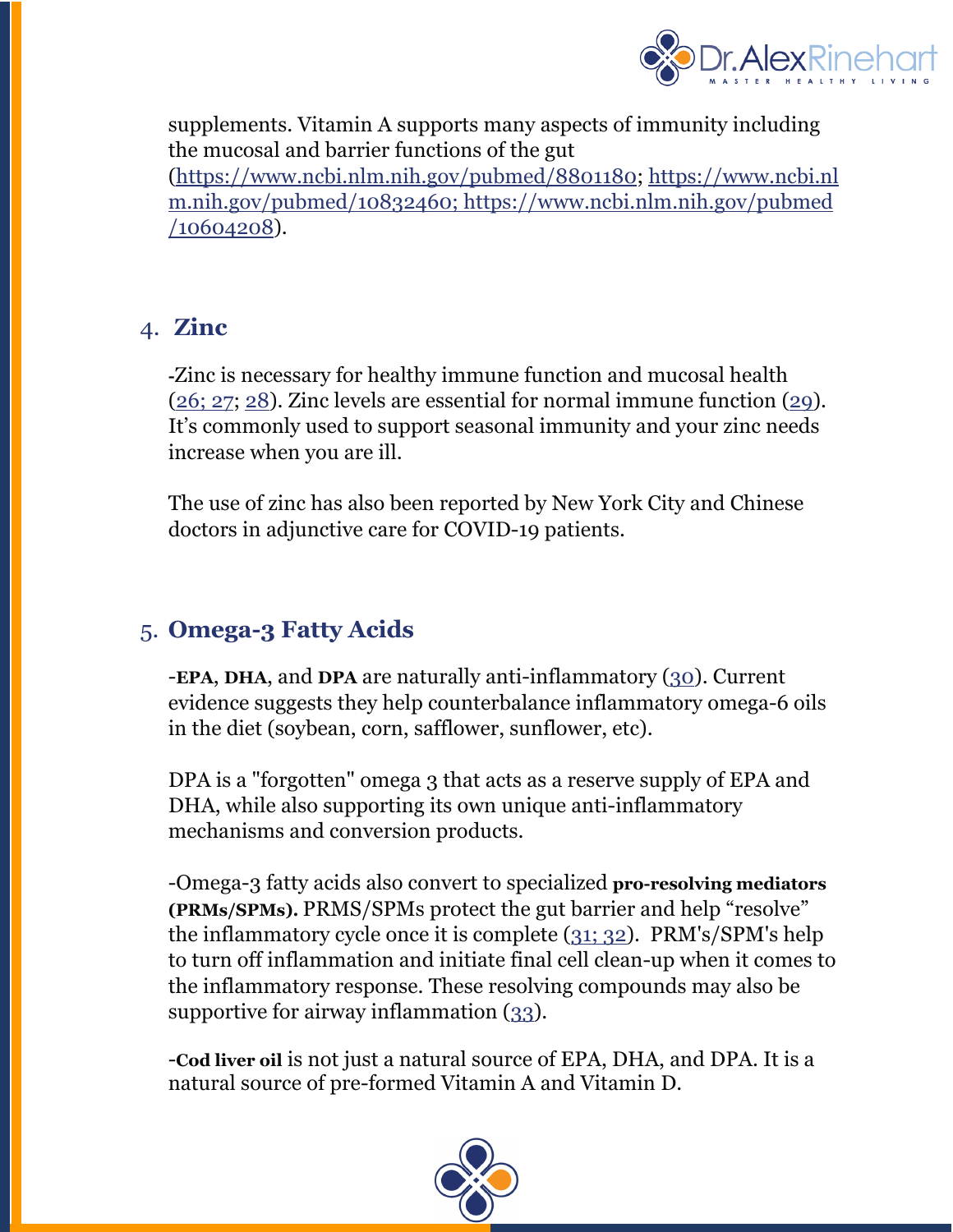supplements. Vitamin A supports many aspects of immunity including the mucosal and barrier functions of the gut (https://www.ncbi.nlm.nih.gov/pubmed/8801180; https://www.ncbi.nlm.nih.gov/pubmed/10832460; https://www.ncbi.nlm.nih.gov/pubmed/10604208).

## 4. Zinc

-Zinc is necessary for healthy immune function and mucosal health (26; 27; 28). Zinc levels are essential for normal immune function (29). It's commonly used to support seasonal immunity and your zinc needs increase when you are ill.

The use of zinc has also been reported by New York City and Chinese doctors in adjunctive care for COVID-19 patients.

## 5. Omega-3 Fatty Acids

-**EPA**, **DHA**, and **DPA** are naturally anti-inflammatory (30). Current evidence suggests they help counterbalance inflammatory omega-6 oils in the diet (soybean, corn, safflower, sunflower, etc).

DPA is a "forgotten" omega 3 that acts as a reserve supply of EPA and DHA, while also supporting its own unique anti-inflammatory mechanisms and conversion products.

-Omega-3 fatty acids also convert to specialized **pro-resolving mediators (PRMs/SPMs).** PRMS/SPMs protect the gut barrier and help "resolve" the inflammatory cycle once it is complete (31; 32). PRM's/SPM's help to turn off inflammation and initiate final cell clean-up when it comes to the inflammatory response. These resolving compounds may also be supportive for airway inflammation (33).

-**Cod liver oil** is not just a natural source of EPA, DHA, and DPA. It is a natural source of pre-formed Vitamin A and Vitamin D.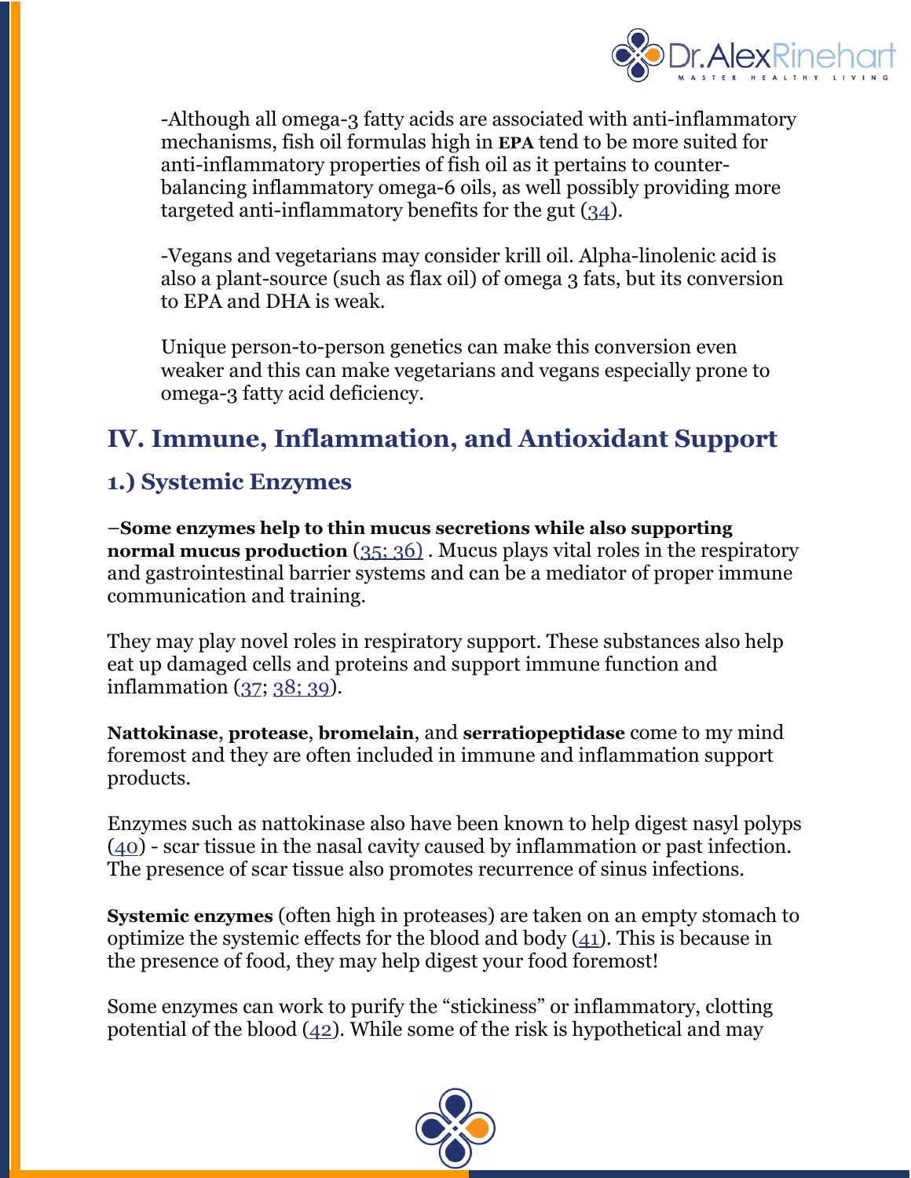-Although all omega-3 fatty acids are associated with anti-inflammatory mechanisms, fish oil formulas high in **EPA** tend to be more suited for anti-inflammatory properties of fish oil as it pertains to counter-balancing inflammatory omega-6 oils, as well possibly providing more targeted anti-inflammatory benefits for the gut (34).

-Vegans and vegetarians may consider krill oil. Alpha-linolenic acid is also a plant-source (such as flax oil) of omega 3 fats, but its conversion to EPA and DHA is weak.

Unique person-to-person genetics can make this conversion even weaker and this can make vegetarians and vegans especially prone to omega-3 fatty acid deficiency.

## IV. Immune, Inflammation, and Antioxidant Support

### 1.) Systemic Enzymes

–**Some enzymes help to thin mucus secretions while also supporting normal mucus production** (35; 36) . Mucus plays vital roles in the respiratory and gastrointestinal barrier systems and can be a mediator of proper immune communication and training.

They may play novel roles in respiratory support. These substances also help eat up damaged cells and proteins and support immune function and inflammation (37; 38; 39).

**Nattokinase**, **protease**, **bromelain**, and **serratiopeptidase** come to my mind foremost and they are often included in immune and inflammation support products.

Enzymes such as nattokinase also have been known to help digest nasyl polyps (40) - scar tissue in the nasal cavity caused by inflammation or past infection. The presence of scar tissue also promotes recurrence of sinus infections.

**Systemic enzymes** (often high in proteases) are taken on an empty stomach to optimize the systemic effects for the blood and body (41). This is because in the presence of food, they may help digest your food foremost!

Some enzymes can work to purify the "stickiness" or inflammatory, clotting potential of the blood (42). While some of the risk is hypothetical and may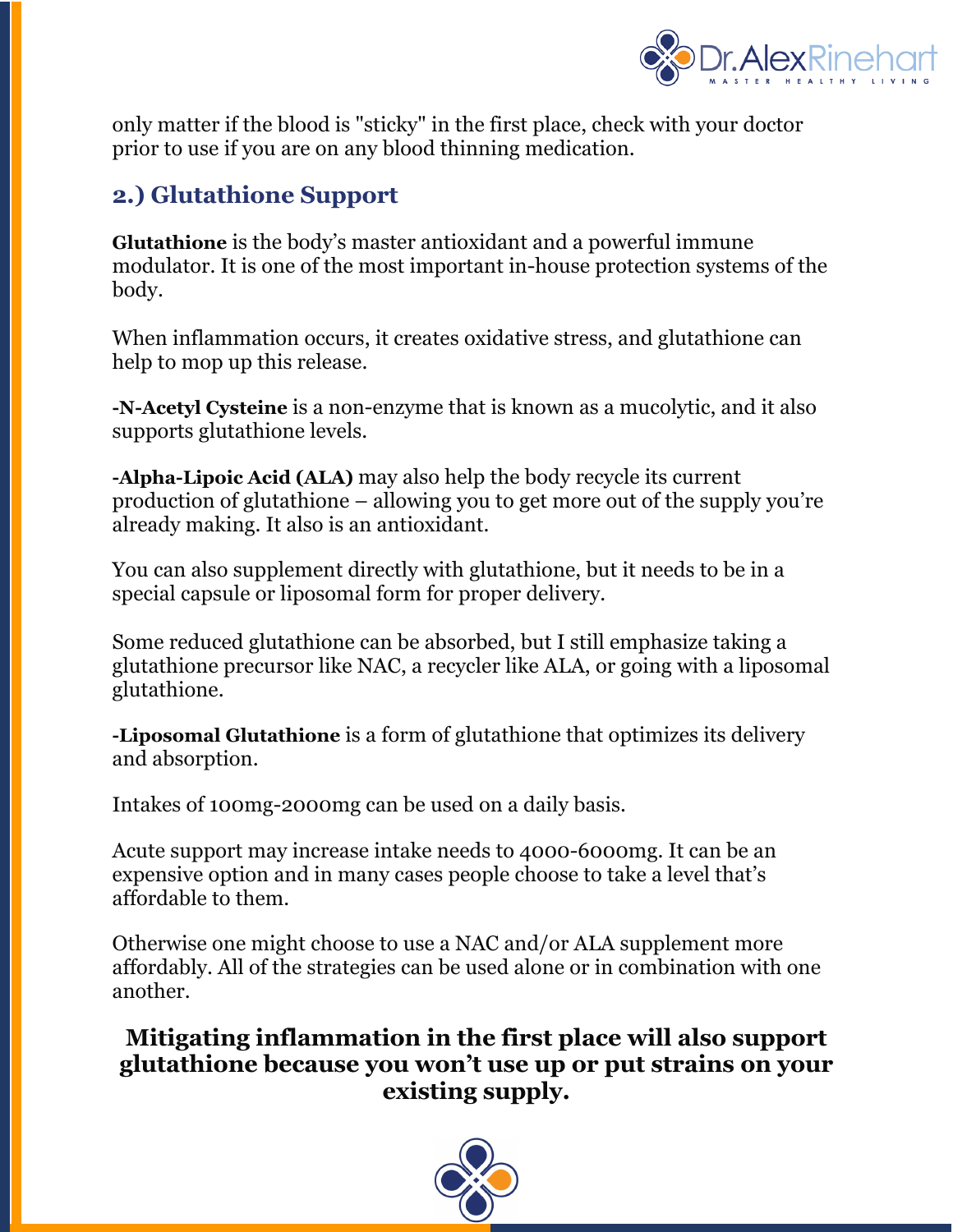only matter if the blood is "sticky" in the first place, check with your doctor prior to use if you are on any blood thinning medication.

## 2.) Glutathione Support

**Glutathione** is the body's master antioxidant and a powerful immune modulator. It is one of the most important in-house protection systems of the body.

When inflammation occurs, it creates oxidative stress, and glutathione can help to mop up this release.

**-N-Acetyl Cysteine** is a non-enzyme that is known as a mucolytic, and it also supports glutathione levels.

**-Alpha-Lipoic Acid (ALA)** may also help the body recycle its current production of glutathione – allowing you to get more out of the supply you're already making. It also is an antioxidant.

You can also supplement directly with glutathione, but it needs to be in a special capsule or liposomal form for proper delivery.

Some reduced glutathione can be absorbed, but I still emphasize taking a glutathione precursor like NAC, a recycler like ALA, or going with a liposomal glutathione.

**-Liposomal Glutathione** is a form of glutathione that optimizes its delivery and absorption.

Intakes of 100mg-2000mg can be used on a daily basis.

Acute support may increase intake needs to 4000-6000mg. It can be an expensive option and in many cases people choose to take a level that's affordable to them.

Otherwise one might choose to use a NAC and/or ALA supplement more affordably. All of the strategies can be used alone or in combination with one another.

**Mitigating inflammation in the first place will also support glutathione because you won't use up or put strains on your existing supply.**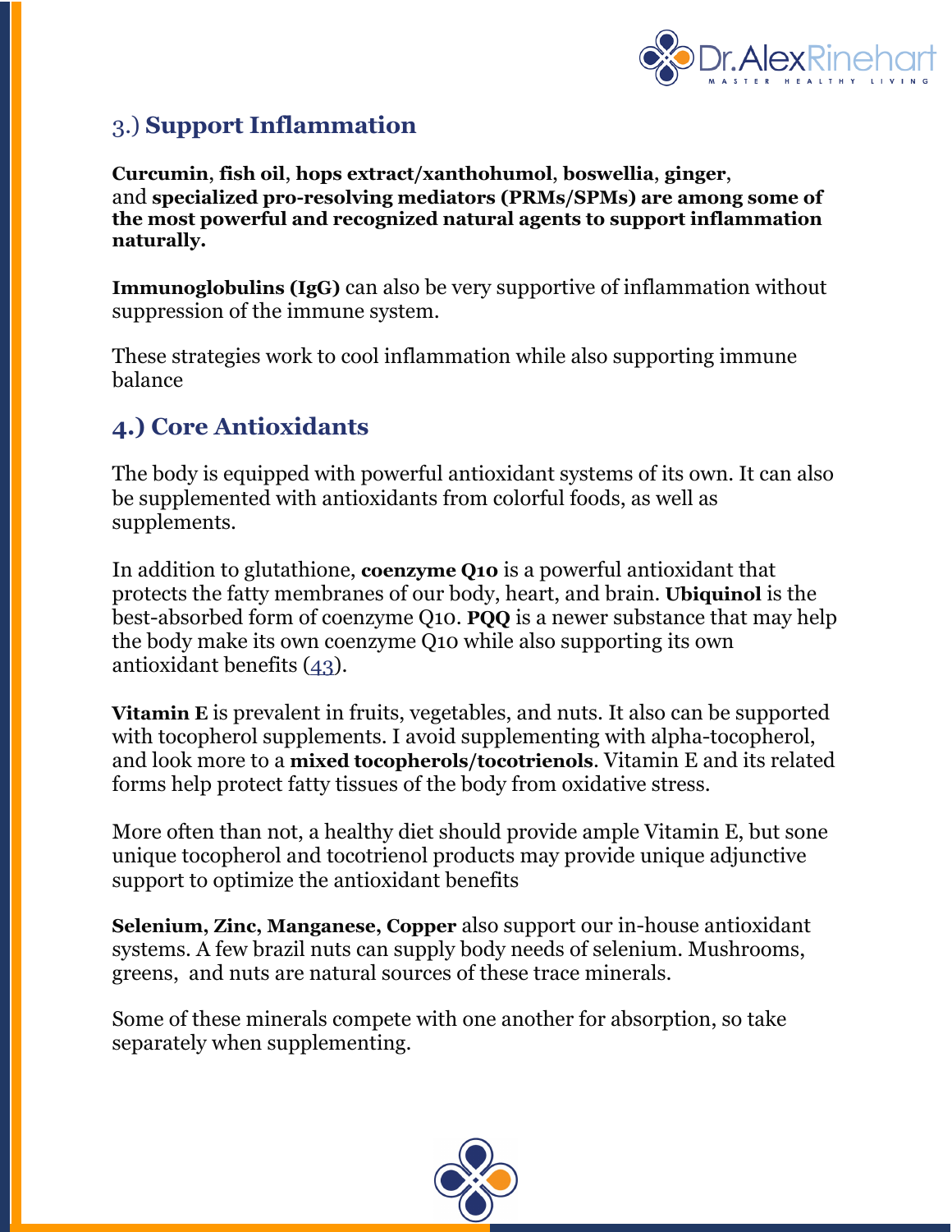## 3.) **Support Inflammation**

**Curcumin**, **fish oil**, **hops extract/xanthohumol**, **boswellia**, **ginger**, and **specialized pro-resolving mediators (PRMs/SPMs) are among some of the most powerful and recognized natural agents to support inflammation naturally.**

**Immunoglobulins (IgG)** can also be very supportive of inflammation without suppression of the immune system.

These strategies work to cool inflammation while also supporting immune balance

## 4.) Core Antioxidants

The body is equipped with powerful antioxidant systems of its own. It can also be supplemented with antioxidants from colorful foods, as well as supplements.

In addition to glutathione, **coenzyme Q10** is a powerful antioxidant that protects the fatty membranes of our body, heart, and brain. **Ubiquinol** is the best-absorbed form of coenzyme Q10. **PQQ** is a newer substance that may help the body make its own coenzyme Q10 while also supporting its own antioxidant benefits (43).

**Vitamin E** is prevalent in fruits, vegetables, and nuts. It also can be supported with tocopherol supplements. I avoid supplementing with alpha-tocopherol, and look more to a **mixed tocopherols/tocotrienols**. Vitamin E and its related forms help protect fatty tissues of the body from oxidative stress.

More often than not, a healthy diet should provide ample Vitamin E, but sone unique tocopherol and tocotrienol products may provide unique adjunctive support to optimize the antioxidant benefits

**Selenium, Zinc, Manganese, Copper** also support our in-house antioxidant systems. A few brazil nuts can supply body needs of selenium. Mushrooms, greens, and nuts are natural sources of these trace minerals.

Some of these minerals compete with one another for absorption, so take separately when supplementing.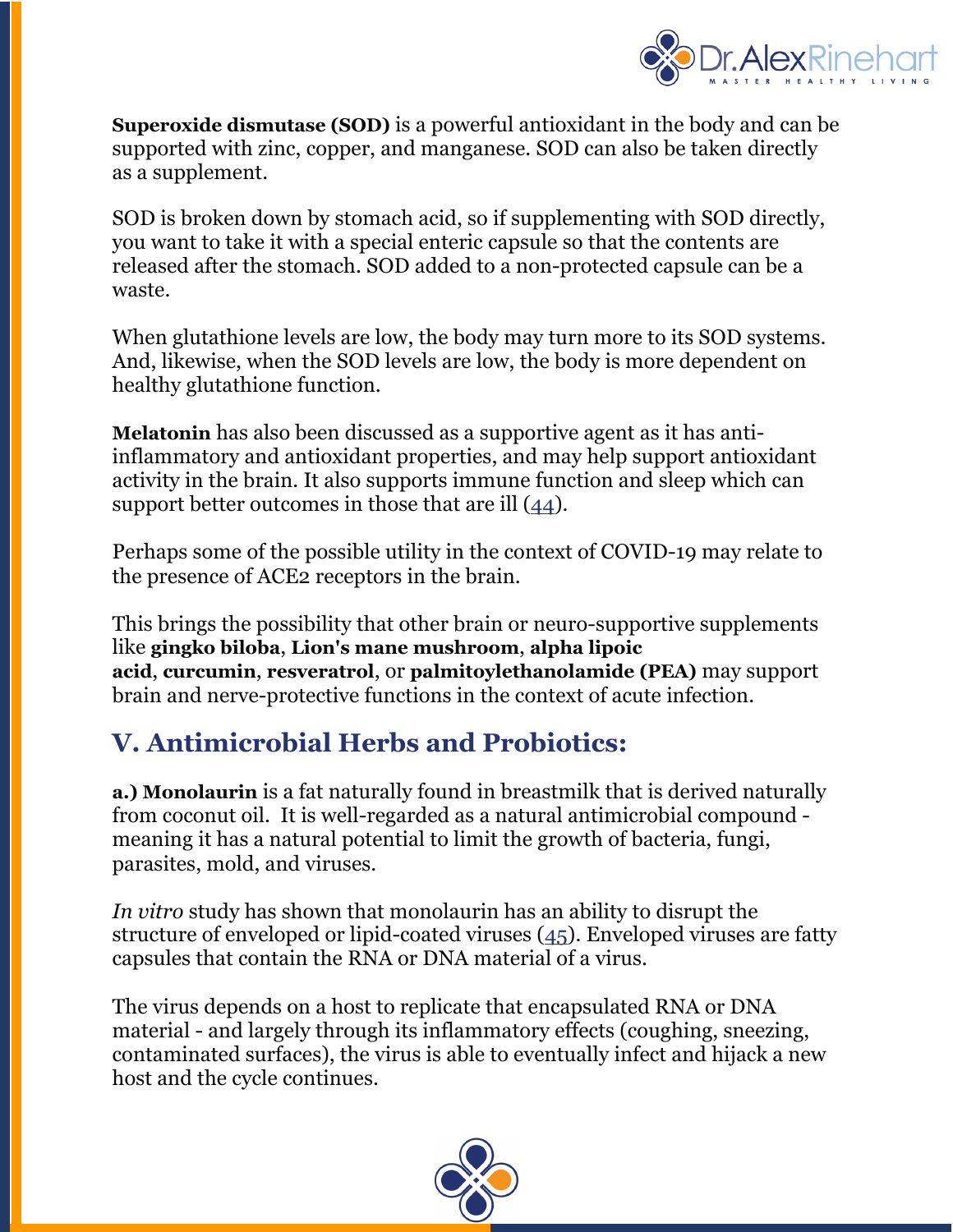**Superoxide dismutase (SOD)** is a powerful antioxidant in the body and can be supported with zinc, copper, and manganese. SOD can also be taken directly as a supplement.

SOD is broken down by stomach acid, so if supplementing with SOD directly, you want to take it with a special enteric capsule so that the contents are released after the stomach. SOD added to a non-protected capsule can be a waste.

When glutathione levels are low, the body may turn more to its SOD systems. And, likewise, when the SOD levels are low, the body is more dependent on healthy glutathione function.

**Melatonin** has also been discussed as a supportive agent as it has anti-inflammatory and antioxidant properties, and may help support antioxidant activity in the brain. It also supports immune function and sleep which can support better outcomes in those that are ill (44).

Perhaps some of the possible utility in the context of COVID-19 may relate to the presence of ACE2 receptors in the brain.

This brings the possibility that other brain or neuro-supportive supplements like **gingko biloba**, **Lion's mane mushroom**, **alpha lipoic acid**, **curcumin**, **resveratrol**, or **palmitoylethanolamide (PEA)** may support brain and nerve-protective functions in the context of acute infection.

## V. Antimicrobial Herbs and Probiotics:

**a.) Monolaurin** is a fat naturally found in breastmilk that is derived naturally from coconut oil. It is well-regarded as a natural antimicrobial compound - meaning it has a natural potential to limit the growth of bacteria, fungi, parasites, mold, and viruses.

*In vitro* study has shown that monolaurin has an ability to disrupt the structure of enveloped or lipid-coated viruses (45). Enveloped viruses are fatty capsules that contain the RNA or DNA material of a virus.

The virus depends on a host to replicate that encapsulated RNA or DNA material - and largely through its inflammatory effects (coughing, sneezing, contaminated surfaces), the virus is able to eventually infect and hijack a new host and the cycle continues.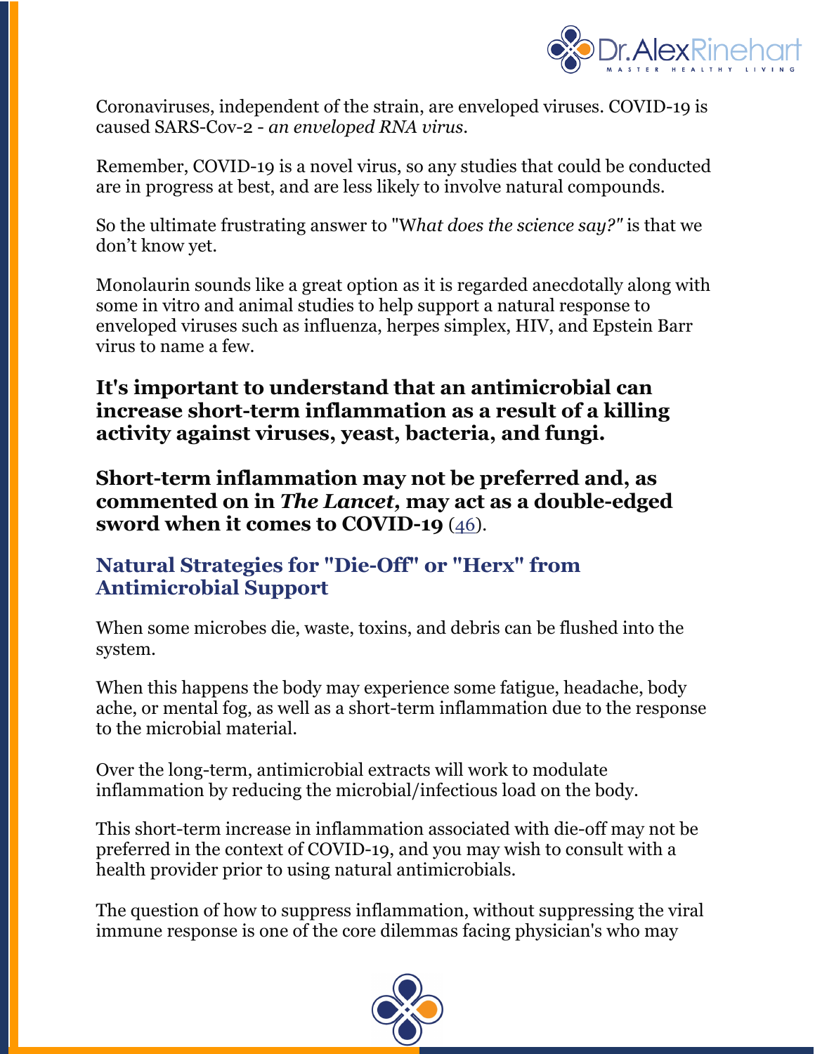Coronaviruses, independent of the strain, are enveloped viruses. COVID-19 is caused SARS-Cov-2 - *an enveloped RNA virus*.

Remember, COVID-19 is a novel virus, so any studies that could be conducted are in progress at best, and are less likely to involve natural compounds.

So the ultimate frustrating answer to "W*hat does the science say?"* is that we don't know yet.

Monolaurin sounds like a great option as it is regarded anecdotally along with some in vitro and animal studies to help support a natural response to enveloped viruses such as influenza, herpes simplex, HIV, and Epstein Barr virus to name a few.

**It's important to understand that an antimicrobial can increase short-term inflammation as a result of a killing activity against viruses, yeast, bacteria, and fungi.**

**Short-term inflammation may not be preferred and, as commented on in *The Lancet*, may act as a double-edged sword when it comes to COVID-19** (46).

## Natural Strategies for "Die-Off" or "Herx" from Antimicrobial Support

When some microbes die, waste, toxins, and debris can be flushed into the system.

When this happens the body may experience some fatigue, headache, body ache, or mental fog, as well as a short-term inflammation due to the response to the microbial material.

Over the long-term, antimicrobial extracts will work to modulate inflammation by reducing the microbial/infectious load on the body.

This short-term increase in inflammation associated with die-off may not be preferred in the context of COVID-19, and you may wish to consult with a health provider prior to using natural antimicrobials.

The question of how to suppress inflammation, without suppressing the viral immune response is one of the core dilemmas facing physician's who may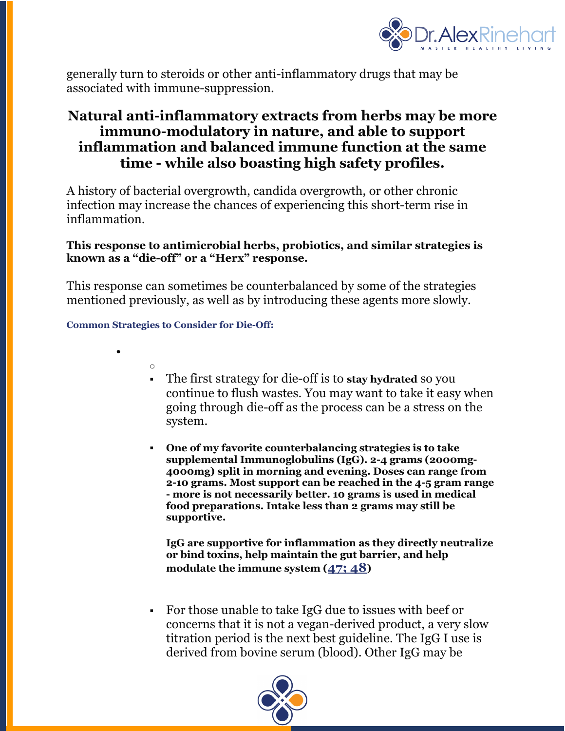generally turn to steroids or other anti-inflammatory drugs that may be associated with immune-suppression.

### Natural anti-inflammatory extracts from herbs may be more immuno-modulatory in nature, and able to support inflammation and balanced immune function at the same time - while also boasting high safety profiles.

A history of bacterial overgrowth, candida overgrowth, or other chronic infection may increase the chances of experiencing this short-term rise in inflammation.

**This response to antimicrobial herbs, probiotics, and similar strategies is known as a "die-off" or a "Herx" response.**

This response can sometimes be counterbalanced by some of the strategies mentioned previously, as well as by introducing these agents more slowly.

**Common Strategies to Consider for Die-Off:**

- The first strategy for die-off is to **stay hydrated** so you continue to flush wastes. You may want to take it easy when going through die-off as the process can be a stress on the system.

- **One of my favorite counterbalancing strategies is to take supplemental Immunoglobulins (IgG). 2-4 grams (2000mg-4000mg) split in morning and evening. Doses can range from 2-10 grams. Most support can be reached in the 4-5 gram range - more is not necessarily better. 10 grams is used in medical food preparations. Intake less than 2 grams may still be supportive.**

  **IgG are supportive for inflammation as they directly neutralize or bind toxins, help maintain the gut barrier, and help modulate the immune system ([47; 48])**

- For those unable to take IgG due to issues with beef or concerns that it is not a vegan-derived product, a very slow titration period is the next best guideline. The IgG I use is derived from bovine serum (blood). Other IgG may be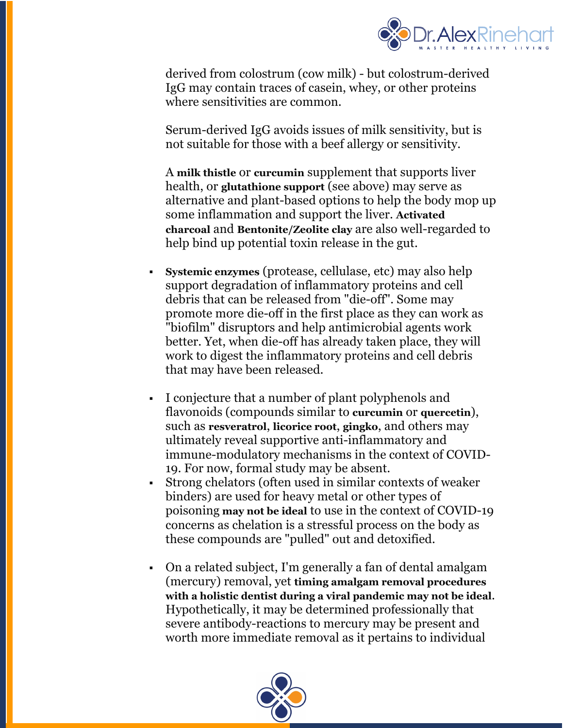derived from colostrum (cow milk) - but colostrum-derived IgG may contain traces of casein, whey, or other proteins where sensitivities are common.

Serum-derived IgG avoids issues of milk sensitivity, but is not suitable for those with a beef allergy or sensitivity.

A **milk thistle** or **curcumin** supplement that supports liver health, or **glutathione support** (see above) may serve as alternative and plant-based options to help the body mop up some inflammation and support the liver. **Activated charcoal** and **Bentonite/Zeolite clay** are also well-regarded to help bind up potential toxin release in the gut.

- **Systemic enzymes** (protease, cellulase, etc) may also help support degradation of inflammatory proteins and cell debris that can be released from "die-off". Some may promote more die-off in the first place as they can work as "biofilm" disruptors and help antimicrobial agents work better. Yet, when die-off has already taken place, they will work to digest the inflammatory proteins and cell debris that may have been released.

- I conjecture that a number of plant polyphenols and flavonoids (compounds similar to **curcumin** or **quercetin**), such as **resveratrol**, **licorice root**, **gingko**, and others may ultimately reveal supportive anti-inflammatory and immune-modulatory mechanisms in the context of COVID-19. For now, formal study may be absent.
- Strong chelators (often used in similar contexts of weaker binders) are used for heavy metal or other types of poisoning **may not be ideal** to use in the context of COVID-19 concerns as chelation is a stressful process on the body as these compounds are "pulled" out and detoxified.

- On a related subject, I'm generally a fan of dental amalgam (mercury) removal, yet **timing amalgam removal procedures with a holistic dentist during a viral pandemic may not be ideal**. Hypothetically, it may be determined professionally that severe antibody-reactions to mercury may be present and worth more immediate removal as it pertains to individual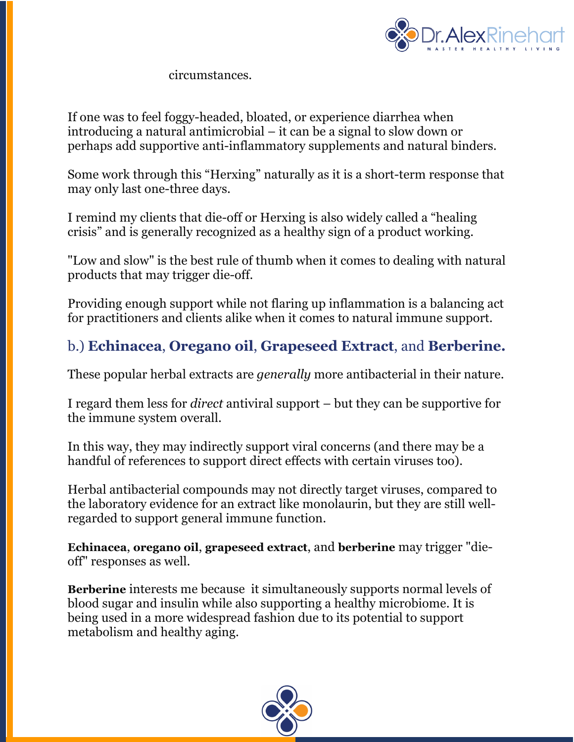circumstances.

If one was to feel foggy-headed, bloated, or experience diarrhea when introducing a natural antimicrobial – it can be a signal to slow down or perhaps add supportive anti-inflammatory supplements and natural binders.

Some work through this "Herxing" naturally as it is a short-term response that may only last one-three days.

I remind my clients that die-off or Herxing is also widely called a "healing crisis" and is generally recognized as a healthy sign of a product working.

"Low and slow" is the best rule of thumb when it comes to dealing with natural products that may trigger die-off.

Providing enough support while not flaring up inflammation is a balancing act for practitioners and clients alike when it comes to natural immune support.

### b.) **Echinacea**, **Oregano oil**, **Grapeseed Extract**, and **Berberine.**

These popular herbal extracts are *generally* more antibacterial in their nature.

I regard them less for *direct* antiviral support – but they can be supportive for the immune system overall.

In this way, they may indirectly support viral concerns (and there may be a handful of references to support direct effects with certain viruses too).

Herbal antibacterial compounds may not directly target viruses, compared to the laboratory evidence for an extract like monolaurin, but they are still well-regarded to support general immune function.

**Echinacea**, **oregano oil**, **grapeseed extract**, and **berberine** may trigger "die-off" responses as well.

**Berberine** interests me because it simultaneously supports normal levels of blood sugar and insulin while also supporting a healthy microbiome. It is being used in a more widespread fashion due to its potential to support metabolism and healthy aging.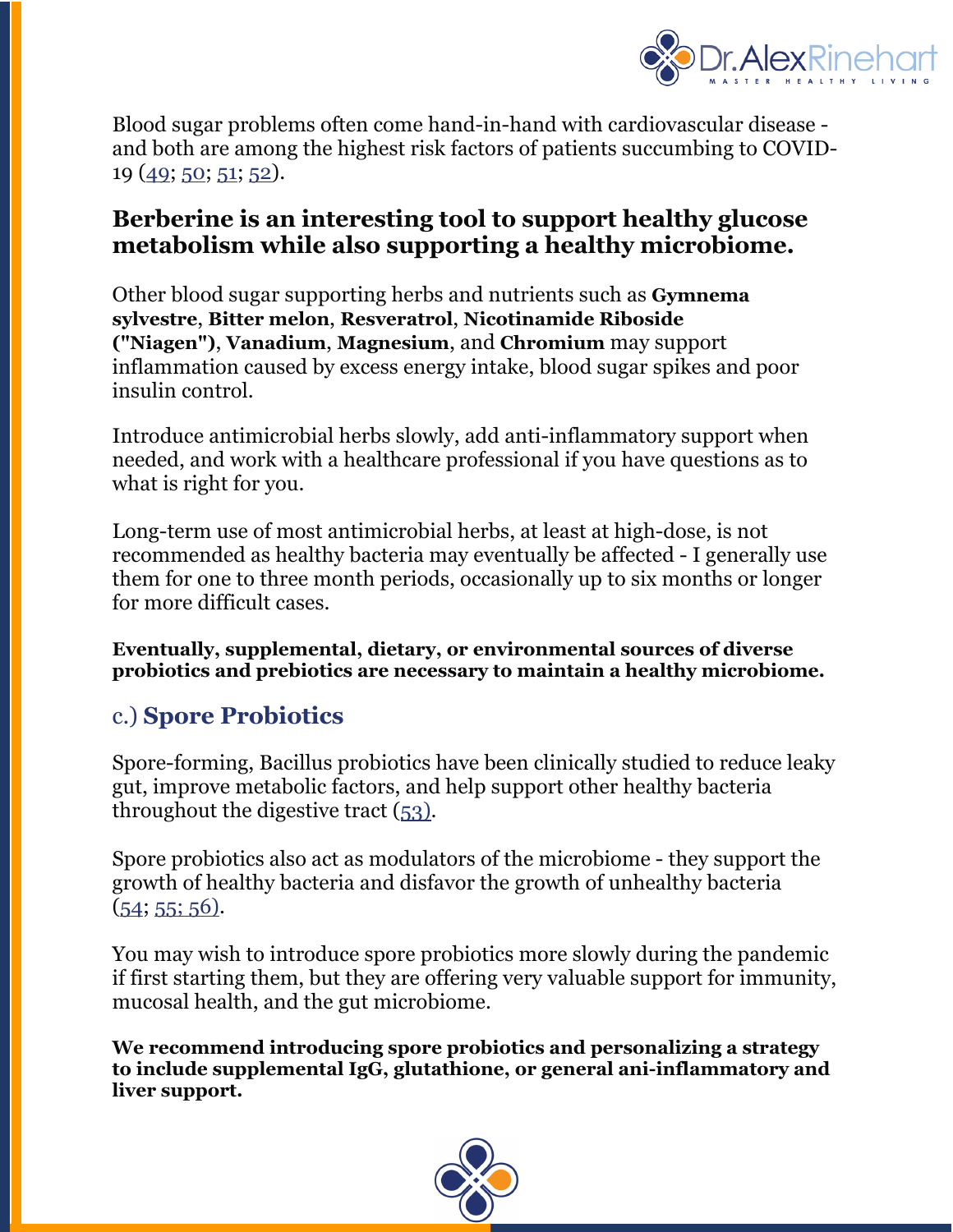Blood sugar problems often come hand-in-hand with cardiovascular disease - and both are among the highest risk factors of patients succumbing to COVID-19 (49; 50; 51; 52).

### Berberine is an interesting tool to support healthy glucose metabolism while also supporting a healthy microbiome.

Other blood sugar supporting herbs and nutrients such as **Gymnema sylvestre**, **Bitter melon**, **Resveratrol**, **Nicotinamide Riboside ("Niagen")**, **Vanadium**, **Magnesium**, and **Chromium** may support inflammation caused by excess energy intake, blood sugar spikes and poor insulin control.

Introduce antimicrobial herbs slowly, add anti-inflammatory support when needed, and work with a healthcare professional if you have questions as to what is right for you.

Long-term use of most antimicrobial herbs, at least at high-dose, is not recommended as healthy bacteria may eventually be affected - I generally use them for one to three month periods, occasionally up to six months or longer for more difficult cases.

**Eventually, supplemental, dietary, or environmental sources of diverse probiotics and prebiotics are necessary to maintain a healthy microbiome.**

## c.) Spore Probiotics

Spore-forming, Bacillus probiotics have been clinically studied to reduce leaky gut, improve metabolic factors, and help support other healthy bacteria throughout the digestive tract (53).

Spore probiotics also act as modulators of the microbiome - they support the growth of healthy bacteria and disfavor the growth of unhealthy bacteria (54; 55; 56).

You may wish to introduce spore probiotics more slowly during the pandemic if first starting them, but they are offering very valuable support for immunity, mucosal health, and the gut microbiome.

**We recommend introducing spore probiotics and personalizing a strategy to include supplemental IgG, glutathione, or general ani-inflammatory and liver support.**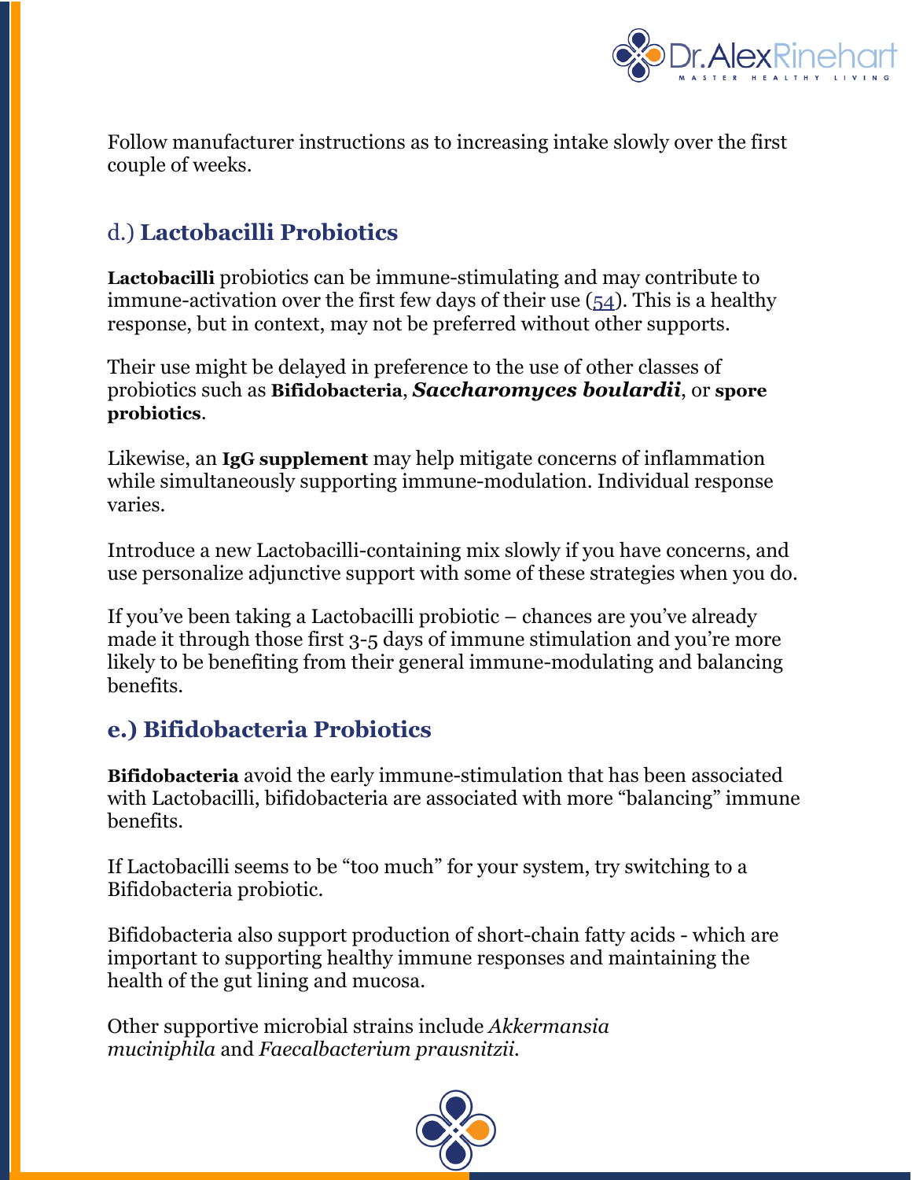Follow manufacturer instructions as to increasing intake slowly over the first couple of weeks.

## d.) **Lactobacilli Probiotics**

**Lactobacilli** probiotics can be immune-stimulating and may contribute to immune-activation over the first few days of their use (54). This is a healthy response, but in context, may not be preferred without other supports.

Their use might be delayed in preference to the use of other classes of probiotics such as **Bifidobacteria**, ***Saccharomyces boulardii***, or **spore probiotics**.

Likewise, an **IgG supplement** may help mitigate concerns of inflammation while simultaneously supporting immune-modulation. Individual response varies.

Introduce a new Lactobacilli-containing mix slowly if you have concerns, and use personalize adjunctive support with some of these strategies when you do.

If you've been taking a Lactobacilli probiotic – chances are you've already made it through those first 3-5 days of immune stimulation and you're more likely to be benefiting from their general immune-modulating and balancing benefits.

## **e.) Bifidobacteria Probiotics**

**Bifidobacteria** avoid the early immune-stimulation that has been associated with Lactobacilli, bifidobacteria are associated with more "balancing" immune benefits.

If Lactobacilli seems to be "too much" for your system, try switching to a Bifidobacteria probiotic.

Bifidobacteria also support production of short-chain fatty acids - which are important to supporting healthy immune responses and maintaining the health of the gut lining and mucosa.

Other supportive microbial strains include *Akkermansia muciniphila* and *Faecalbacterium prausnitzii*.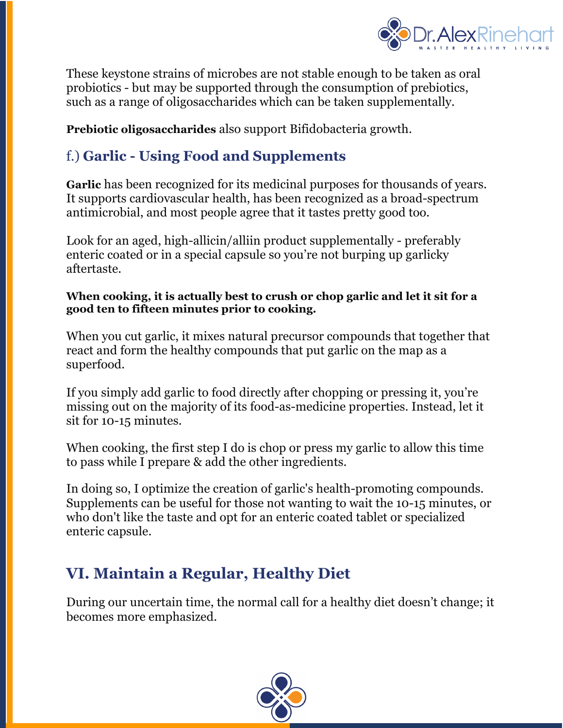These keystone strains of microbes are not stable enough to be taken as oral probiotics - but may be supported through the consumption of prebiotics, such as a range of oligosaccharides which can be taken supplementally.

**Prebiotic oligosaccharides** also support Bifidobacteria growth.

### f.) **Garlic - Using Food and Supplements**

**Garlic** has been recognized for its medicinal purposes for thousands of years. It supports cardiovascular health, has been recognized as a broad-spectrum antimicrobial, and most people agree that it tastes pretty good too.

Look for an aged, high-allicin/alliin product supplementally - preferably enteric coated or in a special capsule so you're not burping up garlicky aftertaste.

**When cooking, it is actually best to crush or chop garlic and let it sit for a good ten to fifteen minutes prior to cooking.**

When you cut garlic, it mixes natural precursor compounds that together that react and form the healthy compounds that put garlic on the map as a superfood.

If you simply add garlic to food directly after chopping or pressing it, you're missing out on the majority of its food-as-medicine properties. Instead, let it sit for 10-15 minutes.

When cooking, the first step I do is chop or press my garlic to allow this time to pass while I prepare & add the other ingredients.

In doing so, I optimize the creation of garlic's health-promoting compounds. Supplements can be useful for those not wanting to wait the 10-15 minutes, or who don't like the taste and opt for an enteric coated tablet or specialized enteric capsule.

## VI. Maintain a Regular, Healthy Diet

During our uncertain time, the normal call for a healthy diet doesn't change; it becomes more emphasized.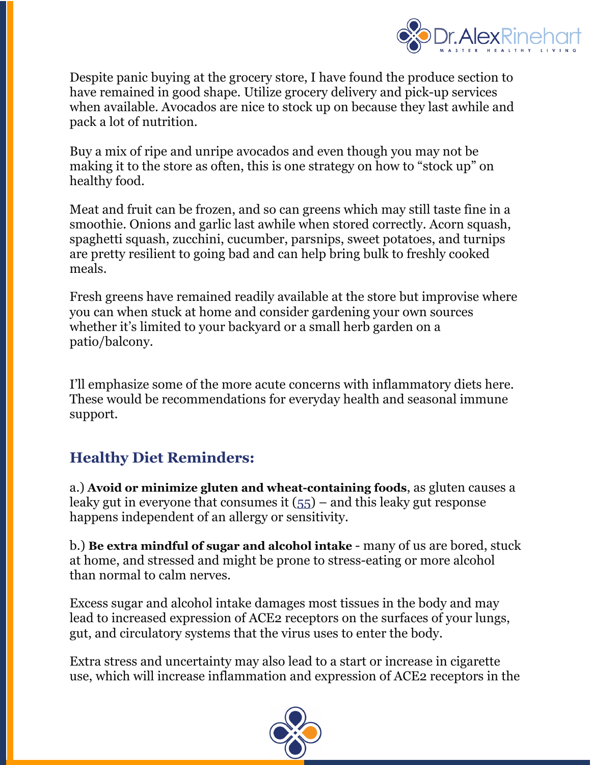Despite panic buying at the grocery store, I have found the produce section to have remained in good shape. Utilize grocery delivery and pick-up services when available. Avocados are nice to stock up on because they last awhile and pack a lot of nutrition.

Buy a mix of ripe and unripe avocados and even though you may not be making it to the store as often, this is one strategy on how to "stock up" on healthy food.

Meat and fruit can be frozen, and so can greens which may still taste fine in a smoothie. Onions and garlic last awhile when stored correctly. Acorn squash, spaghetti squash, zucchini, cucumber, parsnips, sweet potatoes, and turnips are pretty resilient to going bad and can help bring bulk to freshly cooked meals.

Fresh greens have remained readily available at the store but improvise where you can when stuck at home and consider gardening your own sources whether it's limited to your backyard or a small herb garden on a patio/balcony.

I'll emphasize some of the more acute concerns with inflammatory diets here. These would be recommendations for everyday health and seasonal immune support.

## Healthy Diet Reminders:

a.) **Avoid or minimize gluten and wheat-containing foods**, as gluten causes a leaky gut in everyone that consumes it (55) – and this leaky gut response happens independent of an allergy or sensitivity.

b.) **Be extra mindful of sugar and alcohol intake** - many of us are bored, stuck at home, and stressed and might be prone to stress-eating or more alcohol than normal to calm nerves.

Excess sugar and alcohol intake damages most tissues in the body and may lead to increased expression of ACE2 receptors on the surfaces of your lungs, gut, and circulatory systems that the virus uses to enter the body.

Extra stress and uncertainty may also lead to a start or increase in cigarette use, which will increase inflammation and expression of ACE2 receptors in the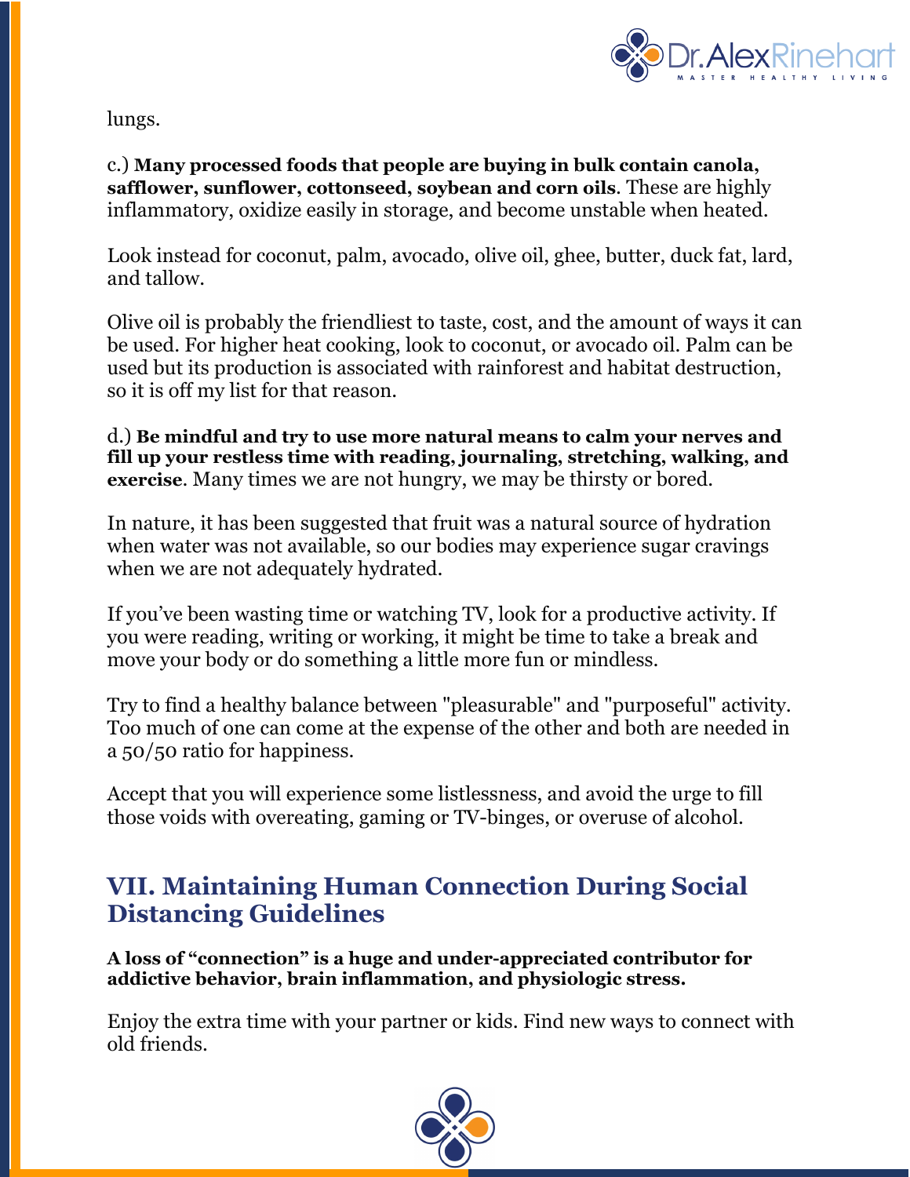lungs.

c.) **Many processed foods that people are buying in bulk contain canola, safflower, sunflower, cottonseed, soybean and corn oils**. These are highly inflammatory, oxidize easily in storage, and become unstable when heated.

Look instead for coconut, palm, avocado, olive oil, ghee, butter, duck fat, lard, and tallow.

Olive oil is probably the friendliest to taste, cost, and the amount of ways it can be used. For higher heat cooking, look to coconut, or avocado oil. Palm can be used but its production is associated with rainforest and habitat destruction, so it is off my list for that reason.

d.) **Be mindful and try to use more natural means to calm your nerves and fill up your restless time with reading, journaling, stretching, walking, and exercise**. Many times we are not hungry, we may be thirsty or bored.

In nature, it has been suggested that fruit was a natural source of hydration when water was not available, so our bodies may experience sugar cravings when we are not adequately hydrated.

If you've been wasting time or watching TV, look for a productive activity. If you were reading, writing or working, it might be time to take a break and move your body or do something a little more fun or mindless.

Try to find a healthy balance between "pleasurable" and "purposeful" activity. Too much of one can come at the expense of the other and both are needed in a 50/50 ratio for happiness.

Accept that you will experience some listlessness, and avoid the urge to fill those voids with overeating, gaming or TV-binges, or overuse of alcohol.

## VII. Maintaining Human Connection During Social Distancing Guidelines

**A loss of "connection" is a huge and under-appreciated contributor for addictive behavior, brain inflammation, and physiologic stress.**

Enjoy the extra time with your partner or kids. Find new ways to connect with old friends.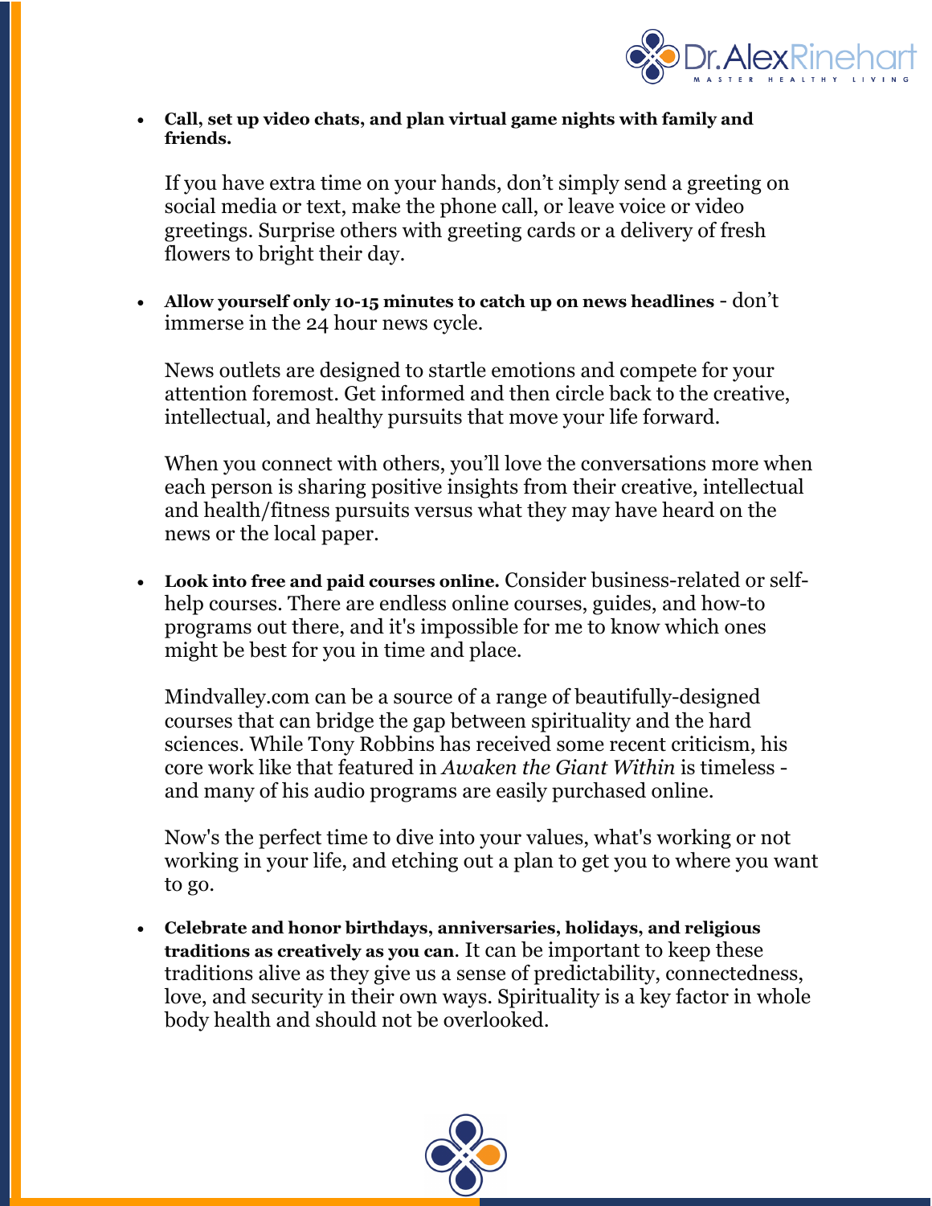- **Call, set up video chats, and plan virtual game nights with family and friends.**

  If you have extra time on your hands, don't simply send a greeting on social media or text, make the phone call, or leave voice or video greetings. Surprise others with greeting cards or a delivery of fresh flowers to bright their day.

- **Allow yourself only 10-15 minutes to catch up on news headlines** - don't immerse in the 24 hour news cycle.

  News outlets are designed to startle emotions and compete for your attention foremost. Get informed and then circle back to the creative, intellectual, and healthy pursuits that move your life forward.

  When you connect with others, you'll love the conversations more when each person is sharing positive insights from their creative, intellectual and health/fitness pursuits versus what they may have heard on the news or the local paper.

- **Look into free and paid courses online.** Consider business-related or self-help courses. There are endless online courses, guides, and how-to programs out there, and it's impossible for me to know which ones might be best for you in time and place.

  Mindvalley.com can be a source of a range of beautifully-designed courses that can bridge the gap between spirituality and the hard sciences. While Tony Robbins has received some recent criticism, his core work like that featured in *Awaken the Giant Within* is timeless - and many of his audio programs are easily purchased online.

  Now's the perfect time to dive into your values, what's working or not working in your life, and etching out a plan to get you to where you want to go.

- **Celebrate and honor birthdays, anniversaries, holidays, and religious traditions as creatively as you can**. It can be important to keep these traditions alive as they give us a sense of predictability, connectedness, love, and security in their own ways. Spirituality is a key factor in whole body health and should not be overlooked.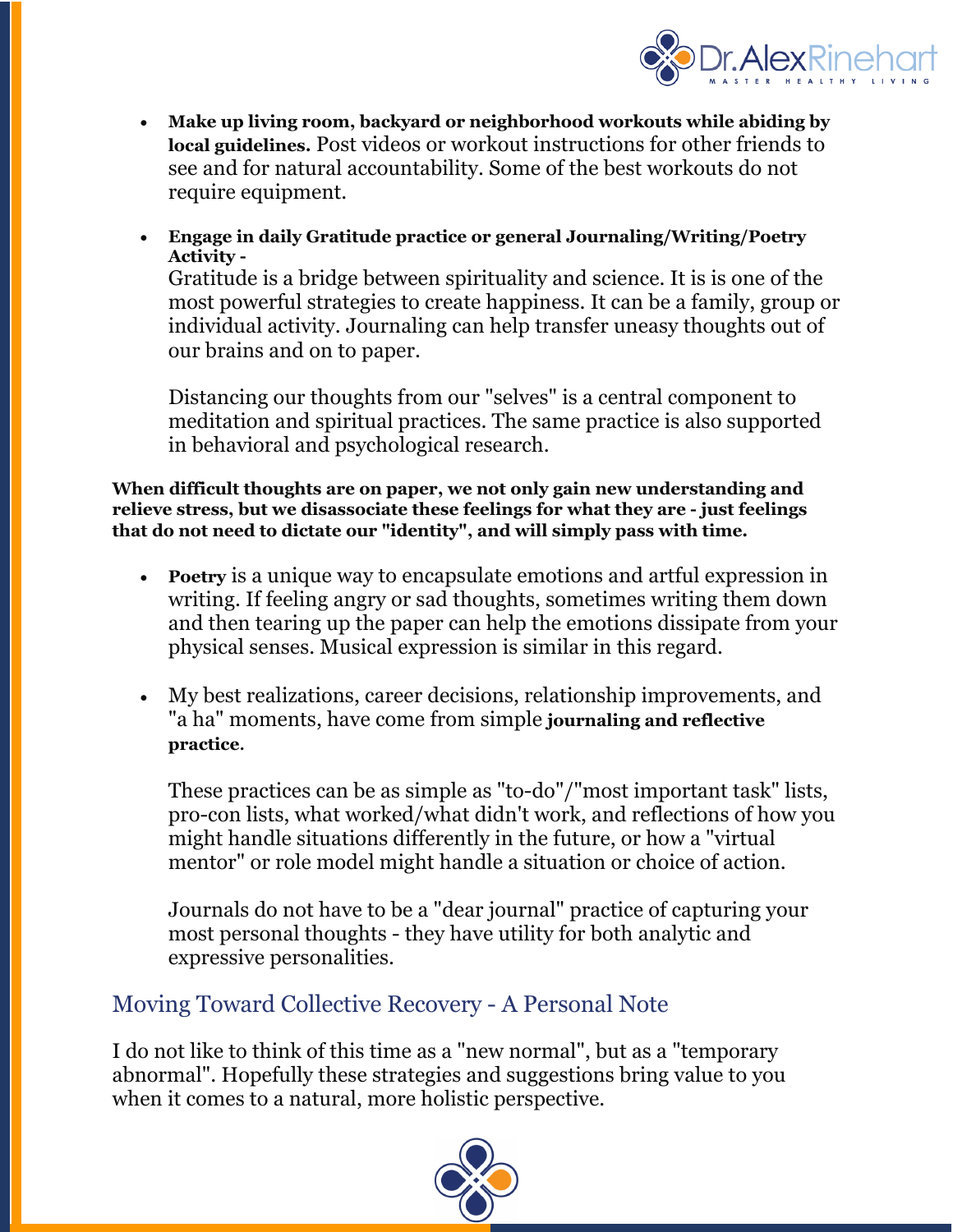- **Make up living room, backyard or neighborhood workouts while abiding by local guidelines.** Post videos or workout instructions for other friends to see and for natural accountability. Some of the best workouts do not require equipment.

- **Engage in daily Gratitude practice or general Journaling/Writing/Poetry Activity -**
  Gratitude is a bridge between spirituality and science. It is is one of the most powerful strategies to create happiness. It can be a family, group or individual activity. Journaling can help transfer uneasy thoughts out of our brains and on to paper.

  Distancing our thoughts from our "selves" is a central component to meditation and spiritual practices. The same practice is also supported in behavioral and psychological research.

**When difficult thoughts are on paper, we not only gain new understanding and relieve stress, but we disassociate these feelings for what they are - just feelings that do not need to dictate our "identity", and will simply pass with time.**

- **Poetry** is a unique way to encapsulate emotions and artful expression in writing. If feeling angry or sad thoughts, sometimes writing them down and then tearing up the paper can help the emotions dissipate from your physical senses. Musical expression is similar in this regard.

- My best realizations, career decisions, relationship improvements, and "a ha" moments, have come from simple **journaling and reflective practice**.

  These practices can be as simple as "to-do"/"most important task" lists, pro-con lists, what worked/what didn't work, and reflections of how you might handle situations differently in the future, or how a "virtual mentor" or role model might handle a situation or choice of action.

  Journals do not have to be a "dear journal" practice of capturing your most personal thoughts - they have utility for both analytic and expressive personalities.

## Moving Toward Collective Recovery - A Personal Note

I do not like to think of this time as a "new normal", but as a "temporary abnormal". Hopefully these strategies and suggestions bring value to you when it comes to a natural, more holistic perspective.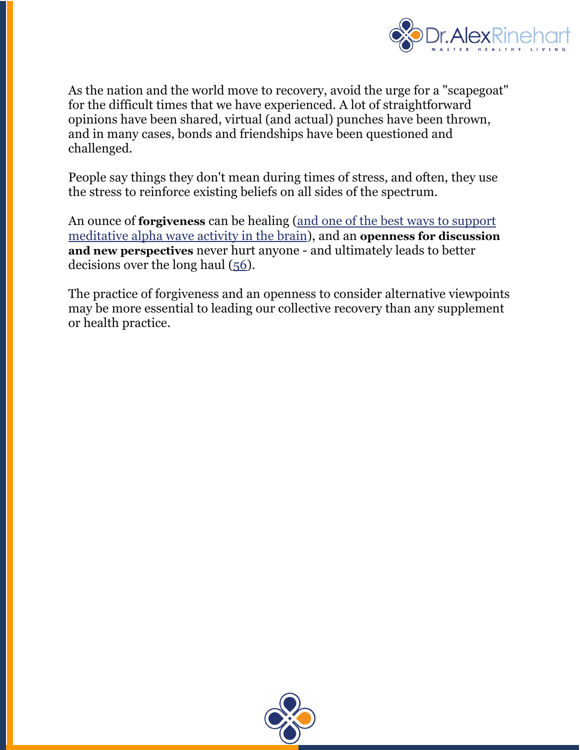As the nation and the world move to recovery, avoid the urge for a "scapegoat" for the difficult times that we have experienced. A lot of straightforward opinions have been shared, virtual (and actual) punches have been thrown, and in many cases, bonds and friendships have been questioned and challenged.

People say things they don't mean during times of stress, and often, they use the stress to reinforce existing beliefs on all sides of the spectrum.

An ounce of **forgiveness** can be healing (and one of the best ways to support meditative alpha wave activity in the brain), and an **openness for discussion and new perspectives** never hurt anyone - and ultimately leads to better decisions over the long haul (56).

The practice of forgiveness and an openness to consider alternative viewpoints may be more essential to leading our collective recovery than any supplement or health practice.